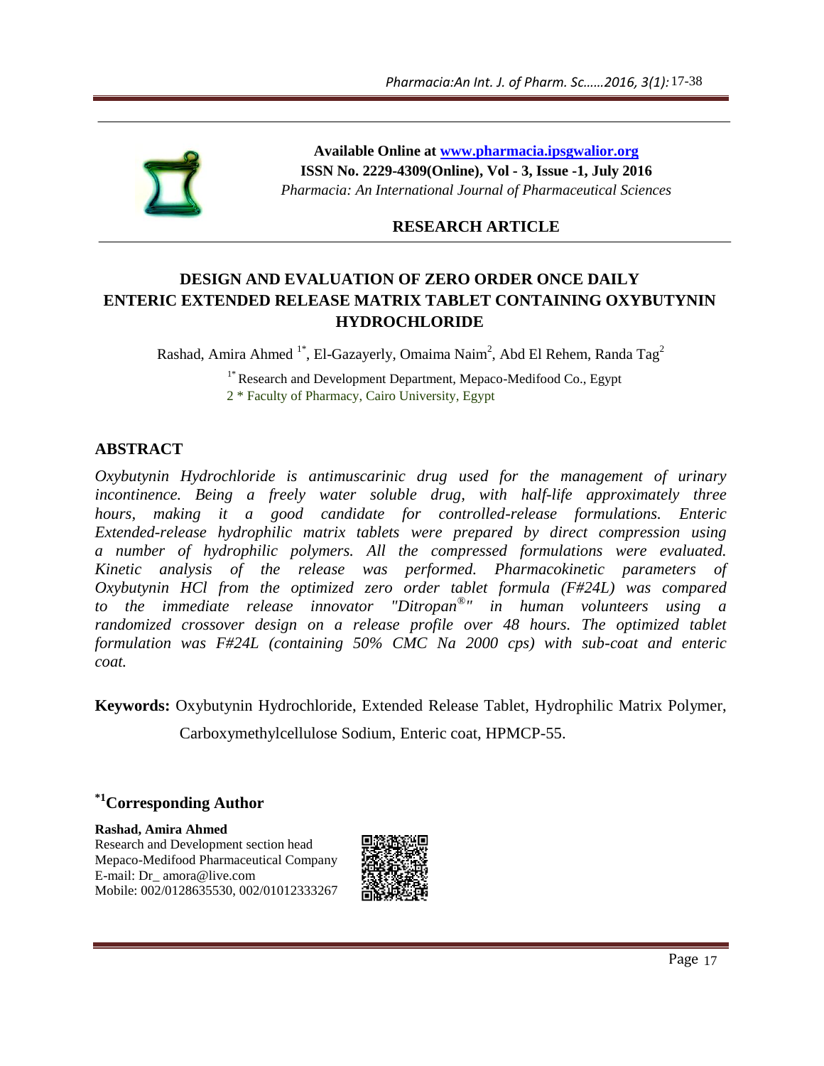**Available Online at www.pharmacia.ipsgwalior.org**
**ISSN No. 2229-4309(Online), Vol - 3, Issue -1, July 2016**
*Pharmacia: An International Journal of Pharmaceutical Sciences*

**RESEARCH ARTICLE**

# DESIGN AND EVALUATION OF ZERO ORDER ONCE DAILY ENTERIC EXTENDED RELEASE MATRIX TABLET CONTAINING OXYBUTYNIN HYDROCHLORIDE

Rashad, Amira Ahmed [1*], El-Gazayerly, Omaima Naim[2], Abd El Rehem, Randa Tag[2]

[1*] Research and Development Department, Mepaco-Medifood Co., Egypt

2 * Faculty of Pharmacy, Cairo University, Egypt

## ABSTRACT

*Oxybutynin Hydrochloride is antimuscarinic drug used for the management of urinary incontinence. Being a freely water soluble drug, with half-life approximately three hours, making it a good candidate for controlled-release formulations. Enteric Extended-release hydrophilic matrix tablets were prepared by direct compression using a number of hydrophilic polymers. All the compressed formulations were evaluated. Kinetic analysis of the release was performed. Pharmacokinetic parameters of Oxybutynin HCl from the optimized zero order tablet formula (F#24L) was compared to the immediate release innovator "Ditropan®" in human volunteers using a randomized crossover design on a release profile over 48 hours. The optimized tablet formulation was F#24L (containing 50% CMC Na 2000 cps) with sub-coat and enteric coat.*

**Keywords:** Oxybutynin Hydrochloride, Extended Release Tablet, Hydrophilic Matrix Polymer, Carboxymethylcellulose Sodium, Enteric coat, HPMCP-55.

## [*1]Corresponding Author

**Rashad, Amira Ahmed**
Research and Development section head
Mepaco-Medifood Pharmaceutical Company
E-mail: Dr_ amora@live.com
Mobile: 002/0128635530, 002/01012333267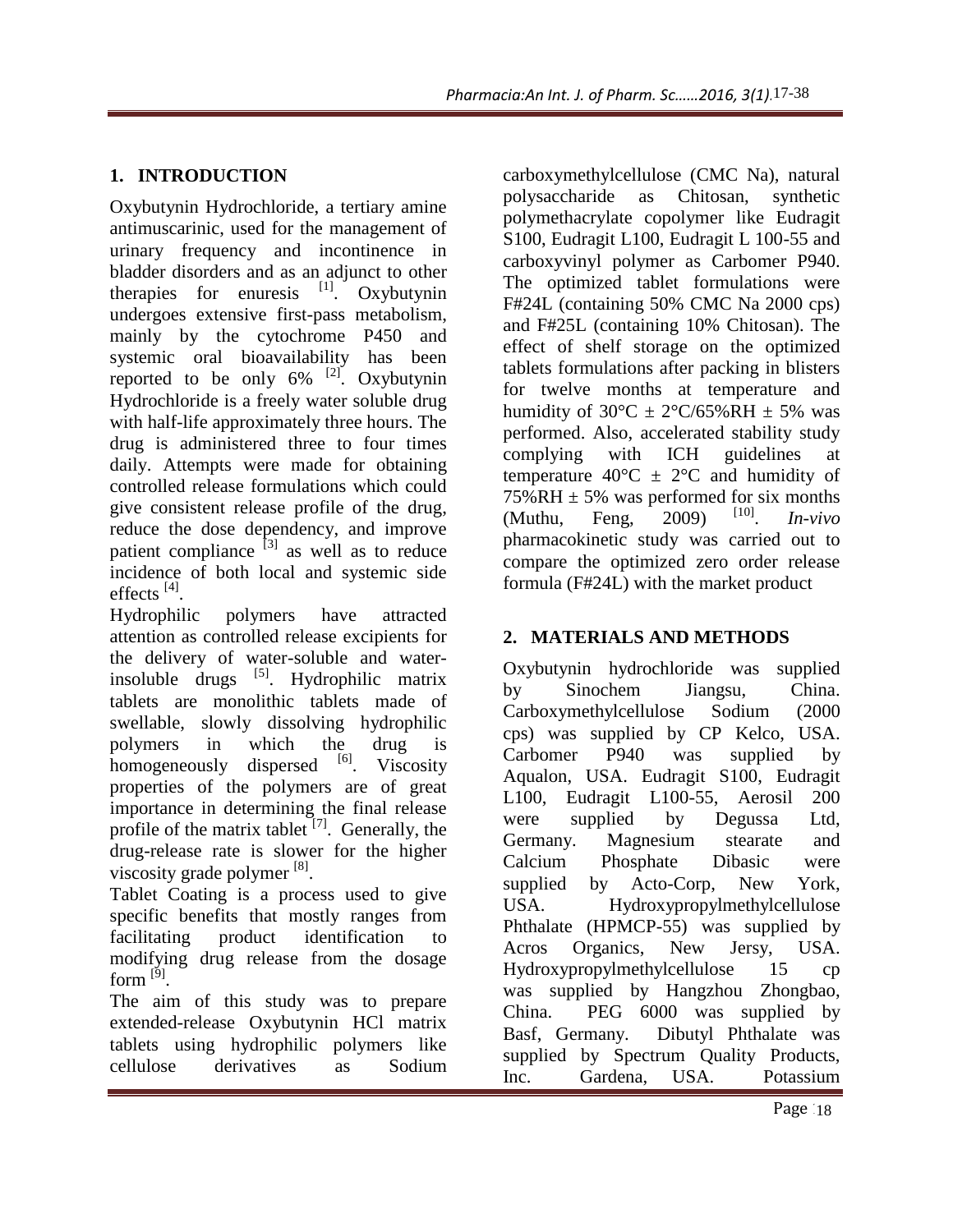## 1. INTRODUCTION

Oxybutynin Hydrochloride, a tertiary amine antimuscarinic, used for the management of urinary frequency and incontinence in bladder disorders and as an adjunct to other therapies for enuresis [1]. Oxybutynin undergoes extensive first-pass metabolism, mainly by the cytochrome P450 and systemic oral bioavailability has been reported to be only 6% [2]. Oxybutynin Hydrochloride is a freely water soluble drug with half-life approximately three hours. The drug is administered three to four times daily. Attempts were made for obtaining controlled release formulations which could give consistent release profile of the drug, reduce the dose dependency, and improve patient compliance [3] as well as to reduce incidence of both local and systemic side effects [4].

Hydrophilic polymers have attracted attention as controlled release excipients for the delivery of water-soluble and water-insoluble drugs [5]. Hydrophilic matrix tablets are monolithic tablets made of swellable, slowly dissolving hydrophilic polymers in which the drug is homogeneously dispersed [6]. Viscosity properties of the polymers are of great importance in determining the final release profile of the matrix tablet [7]. Generally, the drug-release rate is slower for the higher viscosity grade polymer [8].

Tablet Coating is a process used to give specific benefits that mostly ranges from facilitating product identification to modifying drug release from the dosage form [9].

The aim of this study was to prepare extended-release Oxybutynin HCl matrix tablets using hydrophilic polymers like cellulose derivatives as Sodium carboxymethylcellulose (CMC Na), natural polysaccharide as Chitosan, synthetic polymethacrylate copolymer like Eudragit S100, Eudragit L100, Eudragit L 100-55 and carboxyvinyl polymer as Carbomer P940. The optimized tablet formulations were F#24L (containing 50% CMC Na 2000 cps) and F#25L (containing 10% Chitosan). The effect of shelf storage on the optimized tablets formulations after packing in blisters for twelve months at temperature and humidity of 30°C ± 2°C/65%RH ± 5% was performed. Also, accelerated stability study complying with ICH guidelines at temperature 40°C ± 2°C and humidity of 75%RH ± 5% was performed for six months (Muthu, Feng, 2009) [10]. *In-vivo* pharmacokinetic study was carried out to compare the optimized zero order release formula (F#24L) with the market product

## 2. MATERIALS AND METHODS

Oxybutynin hydrochloride was supplied by Sinochem Jiangsu, China. Carboxymethylcellulose Sodium (2000 cps) was supplied by CP Kelco, USA. Carbomer P940 was supplied by Aqualon, USA. Eudragit S100, Eudragit L100, Eudragit L100-55, Aerosil 200 were supplied by Degussa Ltd, Germany. Magnesium stearate and Calcium Phosphate Dibasic were supplied by Acto-Corp, New York, USA. Hydroxypropylmethylcellulose Phthalate (HPMCP-55) was supplied by Acros Organics, New Jersy, USA. Hydroxypropylmethylcellulose 15 cp was supplied by Hangzhou Zhongbao, China. PEG 6000 was supplied by Basf, Germany. Dibutyl Phthalate was supplied by Spectrum Quality Products, Inc. Gardena, USA. Potassium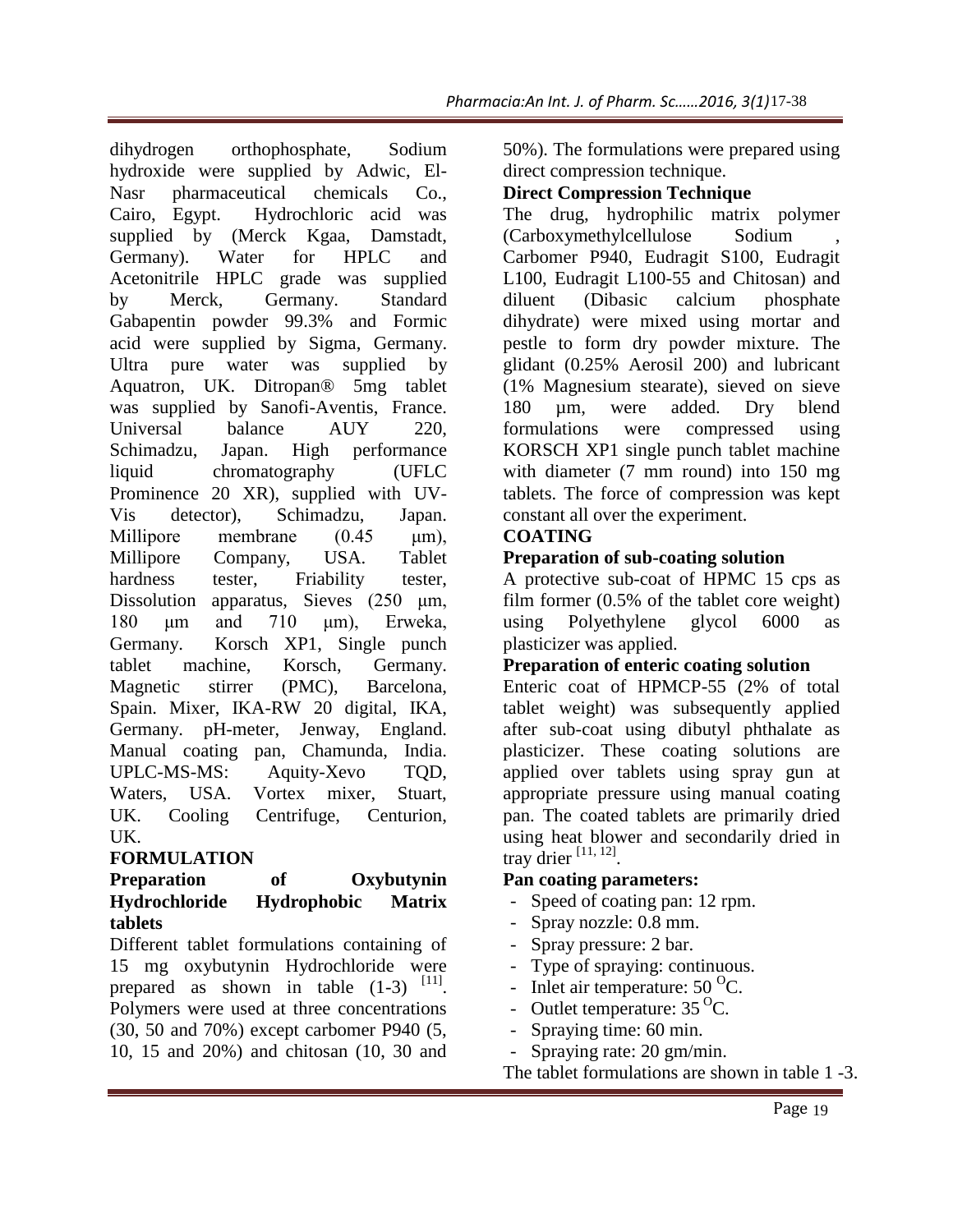dihydrogen orthophosphate, Sodium hydroxide were supplied by Adwic, El-Nasr pharmaceutical chemicals Co., Cairo, Egypt. Hydrochloric acid was supplied by (Merck Kgaa, Damstadt, Germany). Water for HPLC and Acetonitrile HPLC grade was supplied by Merck, Germany. Standard Gabapentin powder 99.3% and Formic acid were supplied by Sigma, Germany. Ultra pure water was supplied by Aquatron, UK. Ditropan® 5mg tablet was supplied by Sanofi-Aventis, France. Universal balance AUY 220, Schimadzu, Japan. High performance liquid chromatography (UFLC Prominence 20 XR), supplied with UV-Vis detector), Schimadzu, Japan. Millipore membrane (0.45 µm), Millipore Company, USA. Tablet hardness tester, Friability tester, Dissolution apparatus, Sieves (250 µm, 180 µm and 710 µm), Erweka, Germany. Korsch XP1, Single punch tablet machine, Korsch, Germany. Magnetic stirrer (PMC), Barcelona, Spain. Mixer, IKA-RW 20 digital, IKA, Germany. pH-meter, Jenway, England. Manual coating pan, Chamunda, India. UPLC-MS-MS: Aquity-Xevo TQD, Waters, USA. Vortex mixer, Stuart, UK. Cooling Centrifuge, Centurion, UK.

## FORMULATION

### Preparation of Oxybutynin Hydrochloride Hydrophobic Matrix tablets

Different tablet formulations containing of 15 mg oxybutynin Hydrochloride were prepared as shown in table (1-3) [11]. Polymers were used at three concentrations (30, 50 and 70%) except carbomer P940 (5, 10, 15 and 20%) and chitosan (10, 30 and 50%). The formulations were prepared using direct compression technique.

### Direct Compression Technique

The drug, hydrophilic matrix polymer (Carboxymethylcellulose Sodium , Carbomer P940, Eudragit S100, Eudragit L100, Eudragit L100-55 and Chitosan) and diluent (Dibasic calcium phosphate dihydrate) were mixed using mortar and pestle to form dry powder mixture. The glidant (0.25% Aerosil 200) and lubricant (1% Magnesium stearate), sieved on sieve 180 µm, were added. Dry blend formulations were compressed using KORSCH XP1 single punch tablet machine with diameter (7 mm round) into 150 mg tablets. The force of compression was kept constant all over the experiment.

## COATING

### Preparation of sub-coating solution

A protective sub-coat of HPMC 15 cps as film former (0.5% of the tablet core weight) using Polyethylene glycol 6000 as plasticizer was applied.

### Preparation of enteric coating solution

Enteric coat of HPMCP-55 (2% of total tablet weight) was subsequently applied after sub-coat using dibutyl phthalate as plasticizer. These coating solutions are applied over tablets using spray gun at appropriate pressure using manual coating pan. The coated tablets are primarily dried using heat blower and secondarily dried in tray drier [11, 12].

### Pan coating parameters:

- Speed of coating pan: 12 rpm.
- Spray nozzle: 0.8 mm.
- Spray pressure: 2 bar.
- Type of spraying: continuous.
- Inlet air temperature: 50 $^{O}$C.
- Outlet temperature: 35 $^{O}$C.
- Spraying time: 60 min.
- Spraying rate: 20 gm/min.

The tablet formulations are shown in table 1 -3.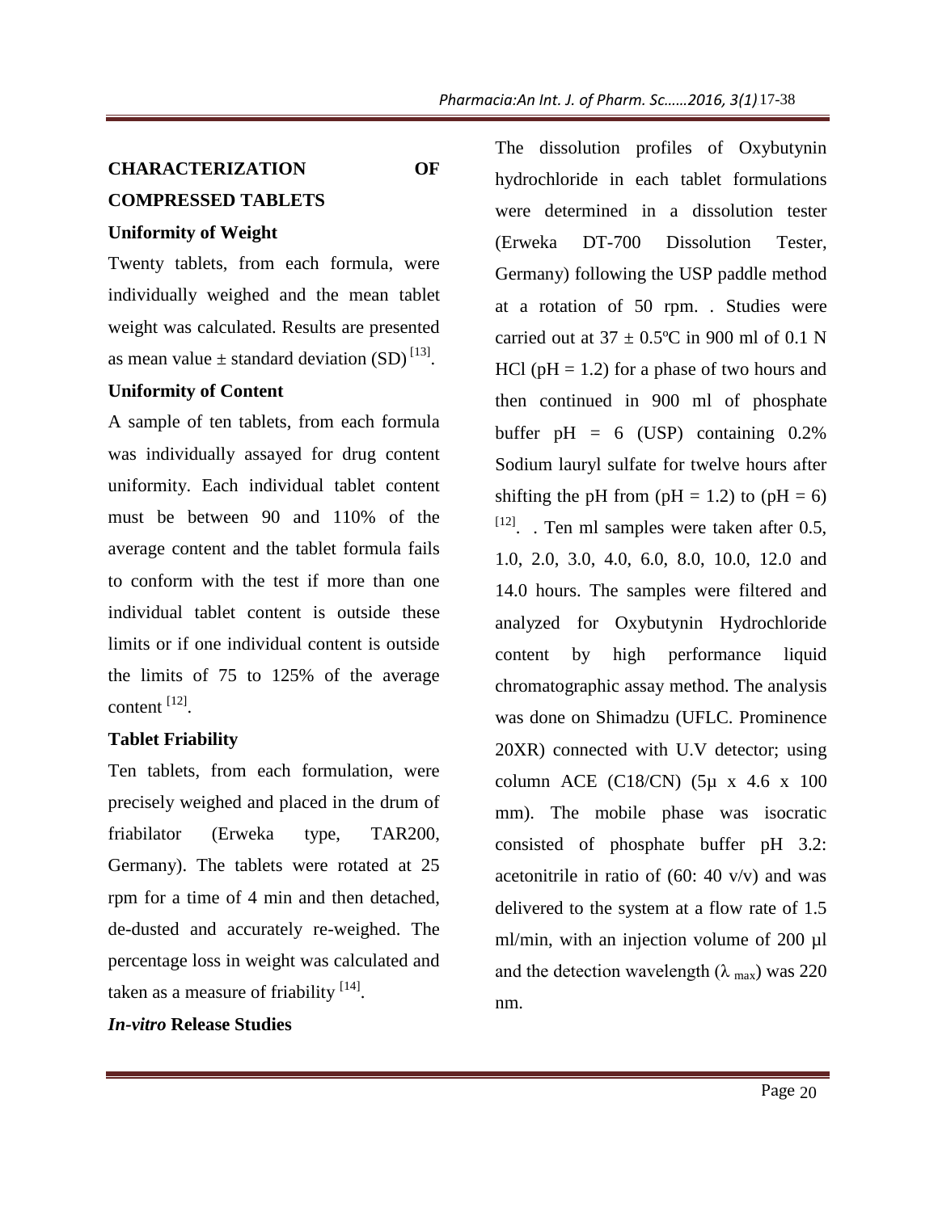## CHARACTERIZATION OF COMPRESSED TABLETS

### Uniformity of Weight

Twenty tablets, from each formula, were individually weighed and the mean tablet weight was calculated. Results are presented as mean value ± standard deviation (SD) [13].

### Uniformity of Content

A sample of ten tablets, from each formula was individually assayed for drug content uniformity. Each individual tablet content must be between 90 and 110% of the average content and the tablet formula fails to conform with the test if more than one individual tablet content is outside these limits or if one individual content is outside the limits of 75 to 125% of the average content [12].

### Tablet Friability

Ten tablets, from each formulation, were precisely weighed and placed in the drum of friabilator (Erweka type, TAR200, Germany). The tablets were rotated at 25 rpm for a time of 4 min and then detached, de-dusted and accurately re-weighed. The percentage loss in weight was calculated and taken as a measure of friability [14].

### *In-vitro* Release Studies

The dissolution profiles of Oxybutynin hydrochloride in each tablet formulations were determined in a dissolution tester (Erweka DT-700 Dissolution Tester, Germany) following the USP paddle method at a rotation of 50 rpm. . Studies were carried out at 37 ± 0.5ºC in 900 ml of 0.1 N HCl (pH = 1.2) for a phase of two hours and then continued in 900 ml of phosphate buffer pH = 6 (USP) containing 0.2% Sodium lauryl sulfate for twelve hours after shifting the pH from (pH = 1.2) to (pH = 6) [12]. . Ten ml samples were taken after 0.5, 1.0, 2.0, 3.0, 4.0, 6.0, 8.0, 10.0, 12.0 and 14.0 hours. The samples were filtered and analyzed for Oxybutynin Hydrochloride content by high performance liquid chromatographic assay method. The analysis was done on Shimadzu (UFLC. Prominence 20XR) connected with U.V detector; using column ACE (C18/CN) (5µ x 4.6 x 100 mm). The mobile phase was isocratic consisted of phosphate buffer pH 3.2: acetonitrile in ratio of (60: 40 v/v) and was delivered to the system at a flow rate of 1.5 ml/min, with an injection volume of 200 µl and the detection wavelength ($\lambda_{max}$) was 220 nm.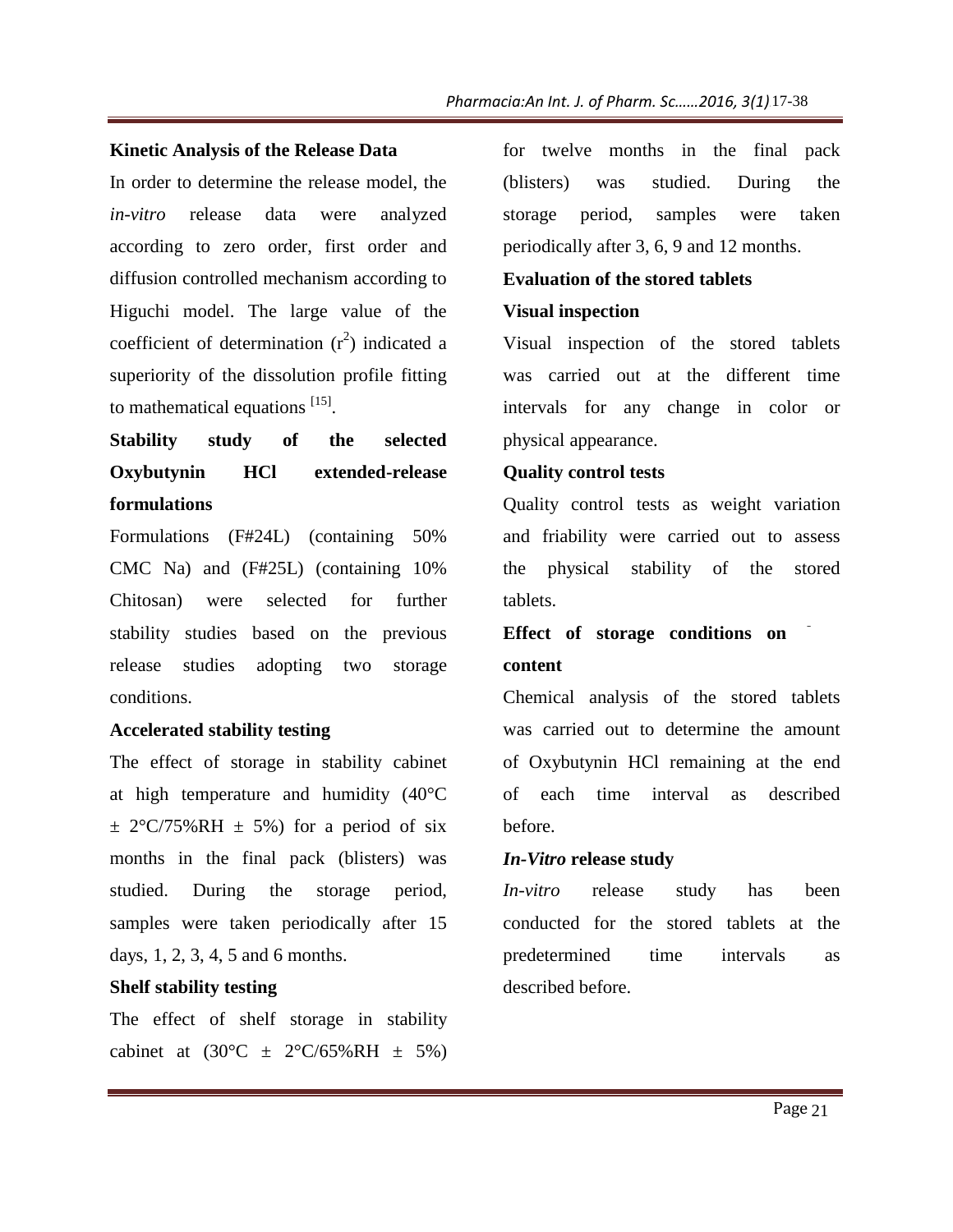### Kinetic Analysis of the Release Data

In order to determine the release model, the *in-vitro* release data were analyzed according to zero order, first order and diffusion controlled mechanism according to Higuchi model. The large value of the coefficient of determination ($r^2$) indicated a superiority of the dissolution profile fitting to mathematical equations [15].

### Stability study of the selected Oxybutynin HCl extended-release formulations

Formulations (F#24L) (containing 50% CMC Na) and (F#25L) (containing 10% Chitosan) were selected for further stability studies based on the previous release studies adopting two storage conditions.

#### Accelerated stability testing

The effect of storage in stability cabinet at high temperature and humidity (40°C ± 2°C/75%RH ± 5%) for a period of six months in the final pack (blisters) was studied. During the storage period, samples were taken periodically after 15 days, 1, 2, 3, 4, 5 and 6 months.

#### Shelf stability testing

The effect of shelf storage in stability cabinet at (30°C ± 2°C/65%RH ± 5%) for twelve months in the final pack (blisters) was studied. During the storage period, samples were taken periodically after 3, 6, 9 and 12 months.

#### Evaluation of the stored tablets

#### Visual inspection

Visual inspection of the stored tablets was carried out at the different time intervals for any change in color or physical appearance.

#### Quality control tests

Quality control tests as weight variation and friability were carried out to assess the physical stability of the stored tablets.

#### Effect of storage conditions on content

Chemical analysis of the stored tablets was carried out to determine the amount of Oxybutynin HCl remaining at the end of each time interval as described before.

#### *In-Vitro* release study

*In-vitro* release study has been conducted for the stored tablets at the predetermined time intervals as described before.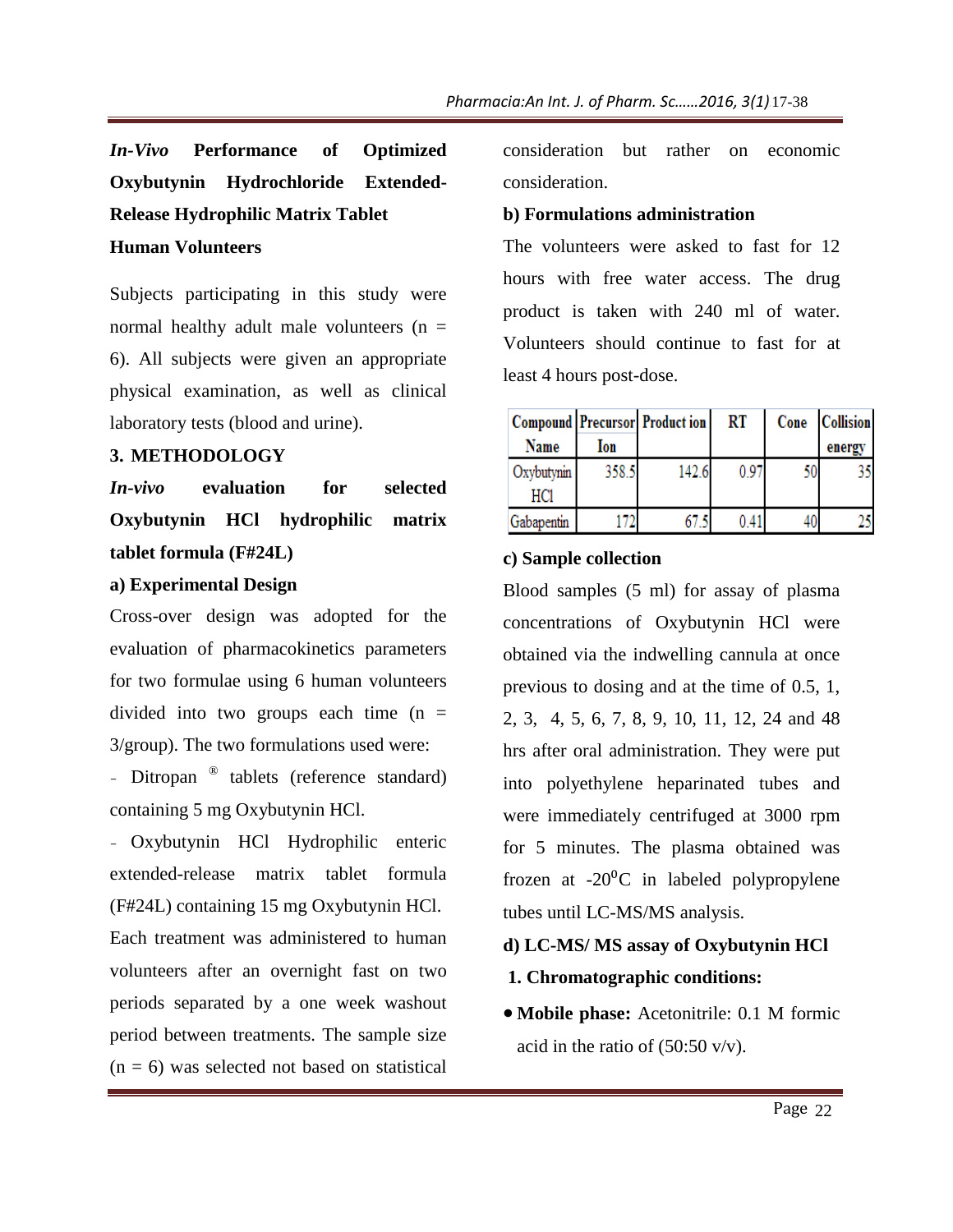**_In-Vivo_ Performance of Optimized Oxybutynin Hydrochloride Extended-Release Hydrophilic Matrix Tablet**

**Human Volunteers**

Subjects participating in this study were normal healthy adult male volunteers (n = 6). All subjects were given an appropriate physical examination, as well as clinical laboratory tests (blood and urine).

## 3. METHODOLOGY

### _In-vivo_ evaluation for selected Oxybutynin HCl hydrophilic matrix tablet formula (F#24L)

**a) Experimental Design**

Cross-over design was adopted for the evaluation of pharmacokinetics parameters for two formulae using 6 human volunteers divided into two groups each time (n = 3/group). The two formulations used were:

- Ditropan ® tablets (reference standard) containing 5 mg Oxybutynin HCl.
- Oxybutynin HCl Hydrophilic enteric extended-release matrix tablet formula (F#24L) containing 15 mg Oxybutynin HCl.

Each treatment was administered to human volunteers after an overnight fast on two periods separated by a one week washout period between treatments. The sample size (n = 6) was selected not based on statistical consideration but rather on economic consideration.

**b) Formulations administration**

The volunteers were asked to fast for 12 hours with free water access. The drug product is taken with 240 ml of water. Volunteers should continue to fast for at least 4 hours post-dose.

| Compound Name | Precursor Ion | Product ion | RT | Cone | Collision energy |
|---|---|---|---|---|---|
| Oxybutynin HCl | 358.5 | 142.6 | 0.97 | 50 | 35 |
| Gabapentin | 172 | 67.5 | 0.41 | 40 | 25 |

**c) Sample collection**

Blood samples (5 ml) for assay of plasma concentrations of Oxybutynin HCl were obtained via the indwelling cannula at once previous to dosing and at the time of 0.5, 1, 2, 3, 4, 5, 6, 7, 8, 9, 10, 11, 12, 24 and 48 hrs after oral administration. They were put into polyethylene heparinated tubes and were immediately centrifuged at 3000 rpm for 5 minutes. The plasma obtained was frozen at -20$^0$C in labeled polypropylene tubes until LC-MS/MS analysis.

**d) LC-MS/ MS assay of Oxybutynin HCl**

**1. Chromatographic conditions:**

- **Mobile phase:** Acetonitrile: 0.1 M formic acid in the ratio of (50:50 v/v).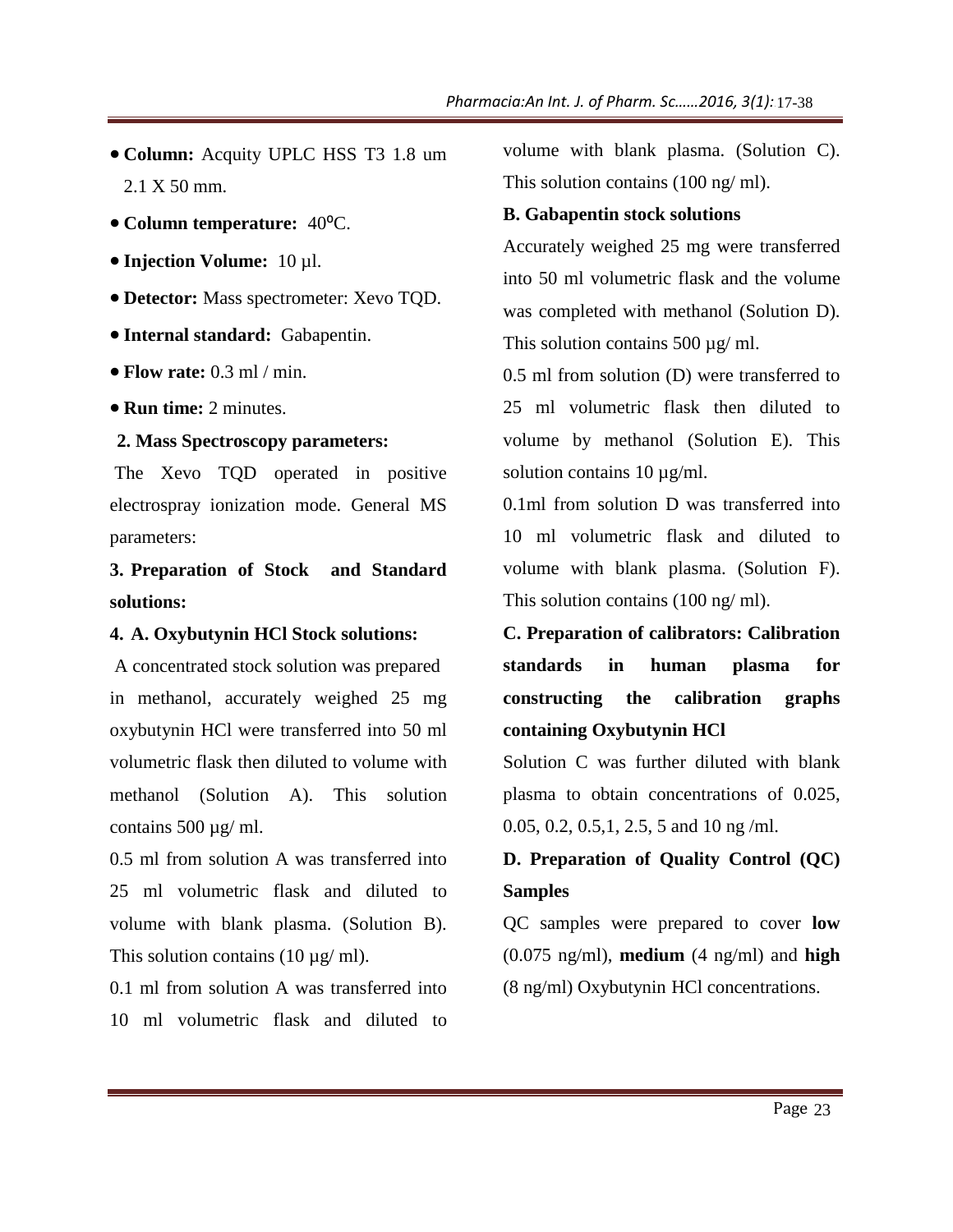- **Column:** Acquity UPLC HSS T3 1.8 um 2.1 X 50 mm.
- **Column temperature:** 40°C.
- **Injection Volume:** 10 µl.
- **Detector:** Mass spectrometer: Xevo TQD.
- **Internal standard:** Gabapentin.
- **Flow rate:** 0.3 ml / min.
- **Run time:** 2 minutes.

**2. Mass Spectroscopy parameters:**

The Xevo TQD operated in positive electrospray ionization mode. General MS parameters:

**3. Preparation of Stock and Standard solutions:**

**4. A. Oxybutynin HCl Stock solutions:**

A concentrated stock solution was prepared in methanol, accurately weighed 25 mg oxybutynin HCl were transferred into 50 ml volumetric flask then diluted to volume with methanol (Solution A). This solution contains 500 µg/ ml.

0.5 ml from solution A was transferred into 25 ml volumetric flask and diluted to volume with blank plasma. (Solution B). This solution contains (10 µg/ ml).

0.1 ml from solution A was transferred into 10 ml volumetric flask and diluted to volume with blank plasma. (Solution C). This solution contains (100 ng/ ml).

**B. Gabapentin stock solutions**

Accurately weighed 25 mg were transferred into 50 ml volumetric flask and the volume was completed with methanol (Solution D). This solution contains 500 µg/ ml.

0.5 ml from solution (D) were transferred to 25 ml volumetric flask then diluted to volume by methanol (Solution E). This solution contains 10 µg/ml.

0.1ml from solution D was transferred into 10 ml volumetric flask and diluted to volume with blank plasma. (Solution F). This solution contains (100 ng/ ml).

**C. Preparation of calibrators: Calibration standards in human plasma for constructing the calibration graphs containing Oxybutynin HCl**

Solution C was further diluted with blank plasma to obtain concentrations of 0.025, 0.05, 0.2, 0.5,1, 2.5, 5 and 10 ng /ml.

**D. Preparation of Quality Control (QC) Samples**

QC samples were prepared to cover **low** (0.075 ng/ml), **medium** (4 ng/ml) and **high** (8 ng/ml) Oxybutynin HCl concentrations.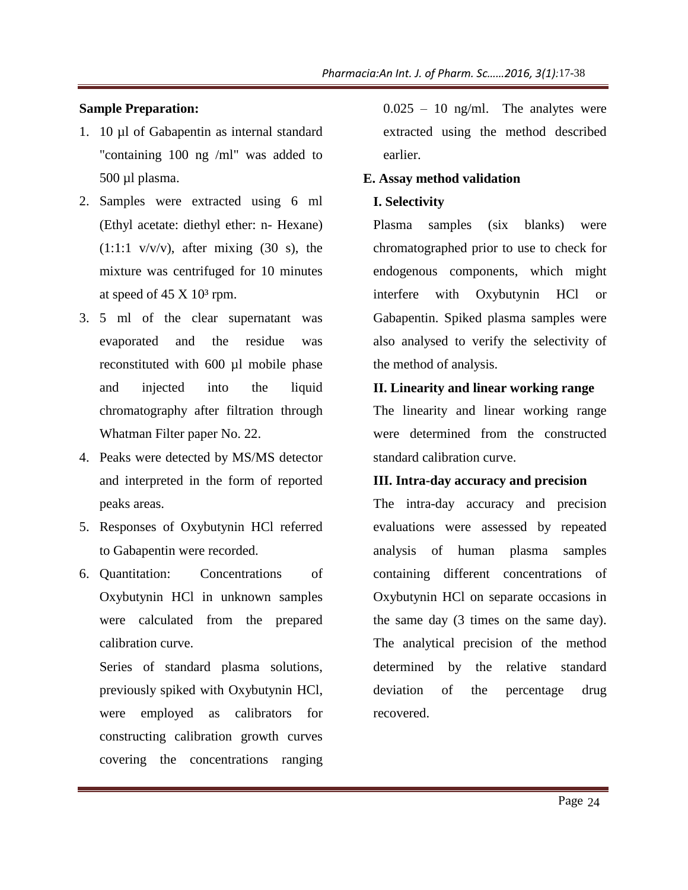**Sample Preparation:**

1. 10 µl of Gabapentin as internal standard "containing 100 ng /ml" was added to 500 µl plasma.
2. Samples were extracted using 6 ml (Ethyl acetate: diethyl ether: n- Hexane) (1:1:1 v/v/v), after mixing (30 s), the mixture was centrifuged for 10 minutes at speed of 45 X $10^3$ rpm.
3. 5 ml of the clear supernatant was evaporated and the residue was reconstituted with 600 µl mobile phase and injected into the liquid chromatography after filtration through Whatman Filter paper No. 22.
4. Peaks were detected by MS/MS detector and interpreted in the form of reported peaks areas.
5. Responses of Oxybutynin HCl referred to Gabapentin were recorded.
6. Quantitation: Concentrations of Oxybutynin HCl in unknown samples were calculated from the prepared calibration curve.

   Series of standard plasma solutions, previously spiked with Oxybutynin HCl, were employed as calibrators for constructing calibration growth curves covering the concentrations ranging 0.025 – 10 ng/ml. The analytes were extracted using the method described earlier.

**E. Assay method validation**

**I. Selectivity**

Plasma samples (six blanks) were chromatographed prior to use to check for endogenous components, which might interfere with Oxybutynin HCl or Gabapentin. Spiked plasma samples were also analysed to verify the selectivity of the method of analysis.

**II. Linearity and linear working range**

The linearity and linear working range were determined from the constructed standard calibration curve.

**III. Intra-day accuracy and precision**

The intra-day accuracy and precision evaluations were assessed by repeated analysis of human plasma samples containing different concentrations of Oxybutynin HCl on separate occasions in the same day (3 times on the same day). The analytical precision of the method determined by the relative standard deviation of the percentage drug recovered.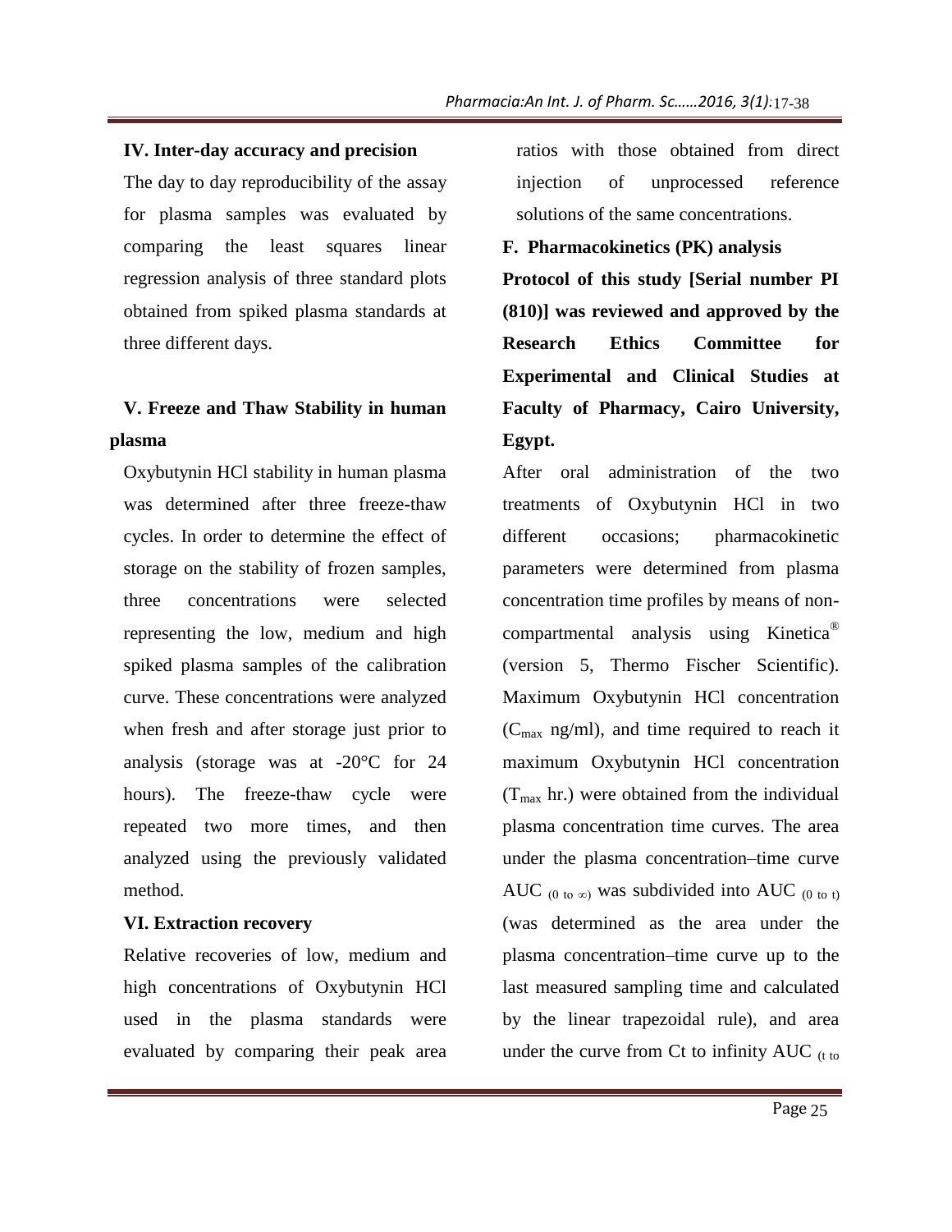### IV. Inter-day accuracy and precision

The day to day reproducibility of the assay for plasma samples was evaluated by comparing the least squares linear regression analysis of three standard plots obtained from spiked plasma standards at three different days.

### V. Freeze and Thaw Stability in human plasma

Oxybutynin HCl stability in human plasma was determined after three freeze-thaw cycles. In order to determine the effect of storage on the stability of frozen samples, three concentrations were selected representing the low, medium and high spiked plasma samples of the calibration curve. These concentrations were analyzed when fresh and after storage just prior to analysis (storage was at -20°C for 24 hours). The freeze-thaw cycle were repeated two more times, and then analyzed using the previously validated method.

### VI. Extraction recovery

Relative recoveries of low, medium and high concentrations of Oxybutynin HCl used in the plasma standards were evaluated by comparing their peak area ratios with those obtained from direct injection of unprocessed reference solutions of the same concentrations.

### F. Pharmacokinetics (PK) analysis

**Protocol of this study [Serial number PI (810)] was reviewed and approved by the Research Ethics Committee for Experimental and Clinical Studies at Faculty of Pharmacy, Cairo University, Egypt.**

After oral administration of the two treatments of Oxybutynin HCl in two different occasions; pharmacokinetic parameters were determined from plasma concentration time profiles by means of non-compartmental analysis using Kinetica® (version 5, Thermo Fischer Scientific). Maximum Oxybutynin HCl concentration ($C_{max}$ ng/ml), and time required to reach it maximum Oxybutynin HCl concentration ($T_{max}$ hr.) were obtained from the individual plasma concentration time curves. The area under the plasma concentration–time curve $AUC_{(0\ to\ \infty)}$ was subdivided into $AUC_{(0\ to\ t)}$ (was determined as the area under the plasma concentration–time curve up to the last measured sampling time and calculated by the linear trapezoidal rule), and area under the curve from Ct to infinity $AUC_{(t\ to}$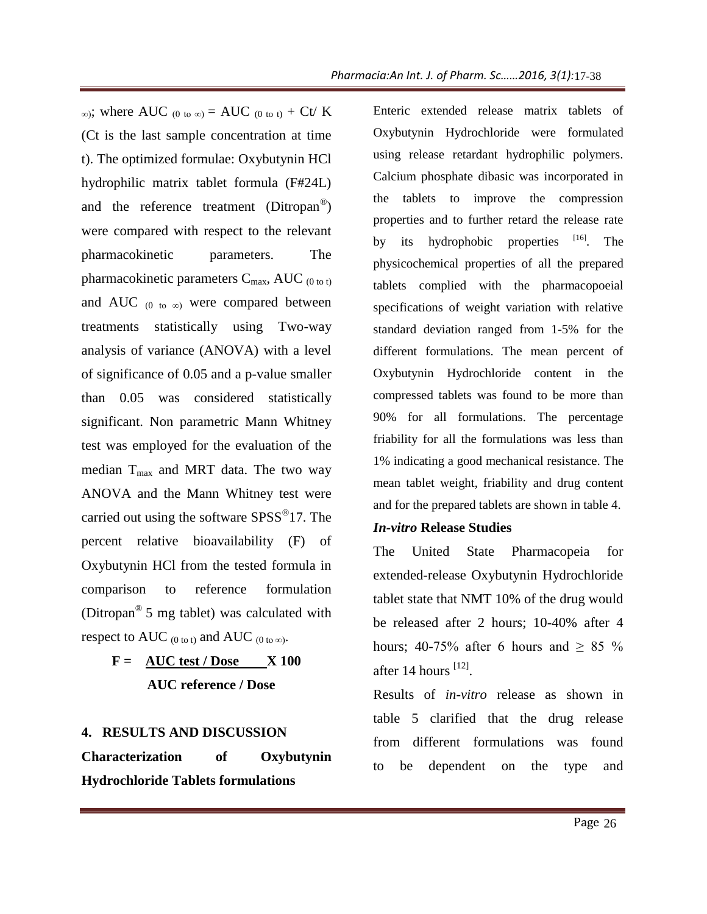$_{\infty)}$; where $AUC_{(0\ to\ \infty)} = AUC_{(0\ to\ t)} + Ct/K$ (Ct is the last sample concentration at time t). The optimized formulae: Oxybutynin HCl hydrophilic matrix tablet formula (F#24L) and the reference treatment (Ditropan®) were compared with respect to the relevant pharmacokinetic parameters. The pharmacokinetic parameters $C_{max}$, $AUC_{(0\ to\ t)}$ and $AUC_{(0\ to\ \infty)}$ were compared between treatments statistically using Two-way analysis of variance (ANOVA) with a level of significance of 0.05 and a p-value smaller than 0.05 was considered statistically significant. Non parametric Mann Whitney test was employed for the evaluation of the median $T_{max}$ and MRT data. The two way ANOVA and the Mann Whitney test were carried out using the software SPSS®17. The percent relative bioavailability (F) of Oxybutynin HCl from the tested formula in comparison to reference formulation (Ditropan® 5 mg tablet) was calculated with respect to $AUC_{(0\ to\ t)}$ and $AUC_{(0\ to\ \infty)}$.

$$F = \frac{\text{AUC test / Dose}}{\text{AUC reference / Dose}} \times 100$$

## 4. RESULTS AND DISCUSSION

### Characterization of Oxybutynin Hydrochloride Tablets formulations

Enteric extended release matrix tablets of Oxybutynin Hydrochloride were formulated using release retardant hydrophilic polymers. Calcium phosphate dibasic was incorporated in the tablets to improve the compression properties and to further retard the release rate by its hydrophobic properties [16]. The physicochemical properties of all the prepared tablets complied with the pharmacopoeial specifications of weight variation with relative standard deviation ranged from 1-5% for the different formulations. The mean percent of Oxybutynin Hydrochloride content in the compressed tablets was found to be more than 90% for all formulations. The percentage friability for all the formulations was less than 1% indicating a good mechanical resistance. The mean tablet weight, friability and drug content and for the prepared tablets are shown in table 4.

### *In-vitro* Release Studies

The United State Pharmacopeia for extended-release Oxybutynin Hydrochloride tablet state that NMT 10% of the drug would be released after 2 hours; 10-40% after 4 hours; 40-75% after 6 hours and $\geq$ 85 % after 14 hours [12].

Results of *in-vitro* release as shown in table 5 clarified that the drug release from different formulations was found to be dependent on the type and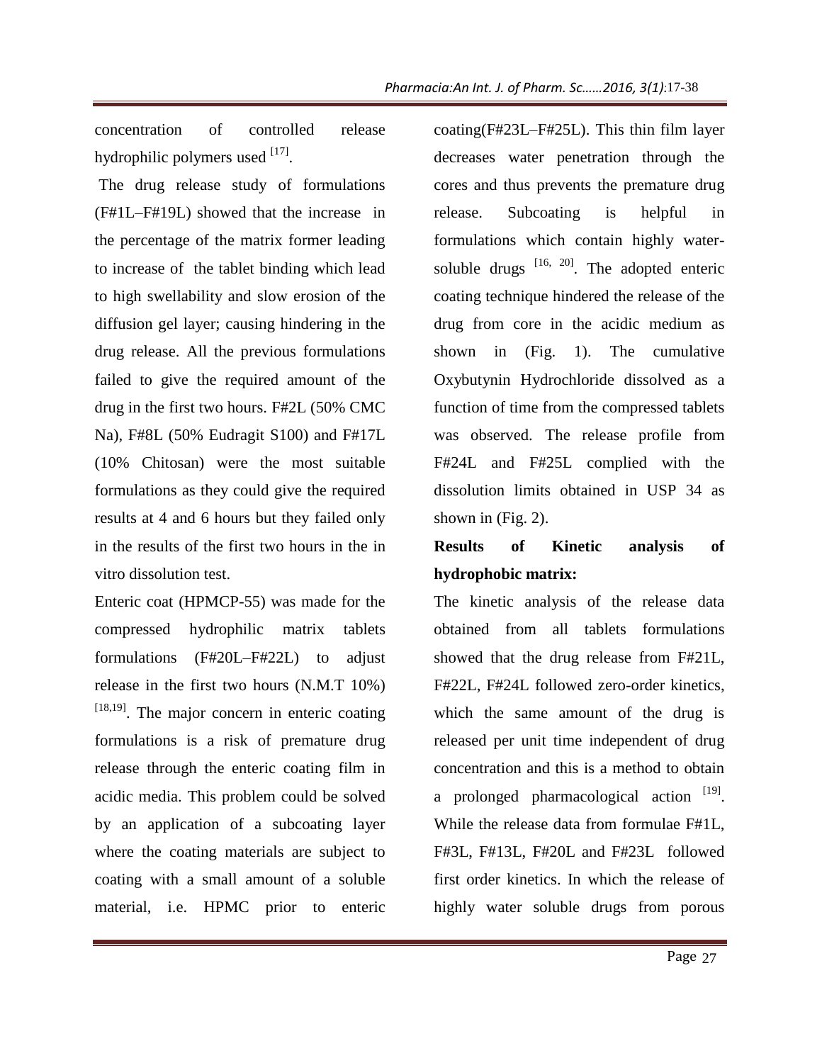concentration of controlled release hydrophilic polymers used [17].

The drug release study of formulations (F#1L–F#19L) showed that the increase in the percentage of the matrix former leading to increase of the tablet binding which lead to high swellability and slow erosion of the diffusion gel layer; causing hindering in the drug release. All the previous formulations failed to give the required amount of the drug in the first two hours. F#2L (50% CMC Na), F#8L (50% Eudragit S100) and F#17L (10% Chitosan) were the most suitable formulations as they could give the required results at 4 and 6 hours but they failed only in the results of the first two hours in the in vitro dissolution test.

Enteric coat (HPMCP-55) was made for the compressed hydrophilic matrix tablets formulations (F#20L–F#22L) to adjust release in the first two hours (N.M.T 10%) [18,19]. The major concern in enteric coating formulations is a risk of premature drug release through the enteric coating film in acidic media. This problem could be solved by an application of a subcoating layer where the coating materials are subject to coating with a small amount of a soluble material, i.e. HPMC prior to enteric coating(F#23L–F#25L). This thin film layer decreases water penetration through the cores and thus prevents the premature drug release. Subcoating is helpful in formulations which contain highly water-soluble drugs [16, 20]. The adopted enteric coating technique hindered the release of the drug from core in the acidic medium as shown in (Fig. 1). The cumulative Oxybutynin Hydrochloride dissolved as a function of time from the compressed tablets was observed. The release profile from F#24L and F#25L complied with the dissolution limits obtained in USP 34 as shown in (Fig. 2).

**Results of Kinetic analysis of hydrophobic matrix:**

The kinetic analysis of the release data obtained from all tablets formulations showed that the drug release from F#21L, F#22L, F#24L followed zero-order kinetics, which the same amount of the drug is released per unit time independent of drug concentration and this is a method to obtain a prolonged pharmacological action [19]. While the release data from formulae F#1L, F#3L, F#13L, F#20L and F#23L followed first order kinetics. In which the release of highly water soluble drugs from porous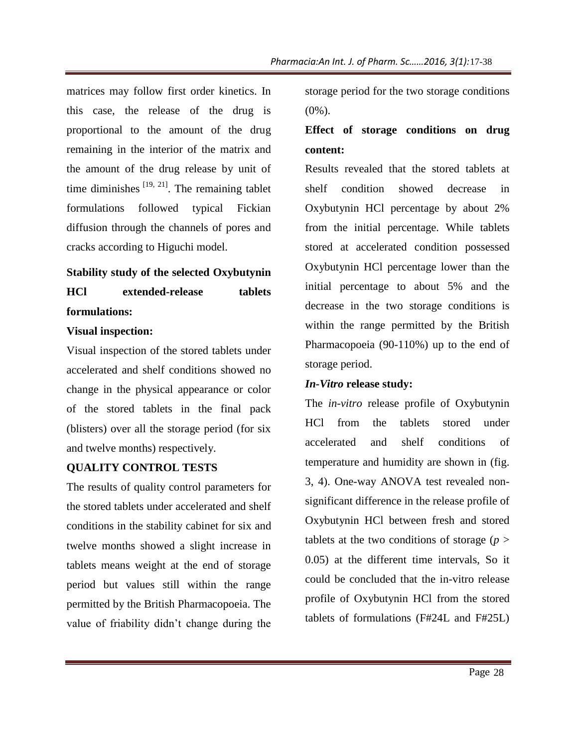matrices may follow first order kinetics. In this case, the release of the drug is proportional to the amount of the drug remaining in the interior of the matrix and the amount of the drug release by unit of time diminishes [19, 21]. The remaining tablet formulations followed typical Fickian diffusion through the channels of pores and cracks according to Higuchi model.

**Stability study of the selected Oxybutynin HCl extended-release tablets formulations:**

**Visual inspection:**

Visual inspection of the stored tablets under accelerated and shelf conditions showed no change in the physical appearance or color of the stored tablets in the final pack (blisters) over all the storage period (for six and twelve months) respectively.

**QUALITY CONTROL TESTS**

The results of quality control parameters for the stored tablets under accelerated and shelf conditions in the stability cabinet for six and twelve months showed a slight increase in tablets means weight at the end of storage period but values still within the range permitted by the British Pharmacopoeia. The value of friability didn't change during the storage period for the two storage conditions (0%).

**Effect of storage conditions on drug content:**

Results revealed that the stored tablets at shelf condition showed decrease in Oxybutynin HCl percentage by about 2% from the initial percentage. While tablets stored at accelerated condition possessed Oxybutynin HCl percentage lower than the initial percentage to about 5% and the decrease in the two storage conditions is within the range permitted by the British Pharmacopoeia (90-110%) up to the end of storage period.

***In-Vitro* release study:**

The *in-vitro* release profile of Oxybutynin HCl from the tablets stored under accelerated and shelf conditions of temperature and humidity are shown in (fig. 3, 4). One-way ANOVA test revealed non-significant difference in the release profile of Oxybutynin HCl between fresh and stored tablets at the two conditions of storage ($p > 0.05$) at the different time intervals, So it could be concluded that the in-vitro release profile of Oxybutynin HCl from the stored tablets of formulations (F#24L and F#25L)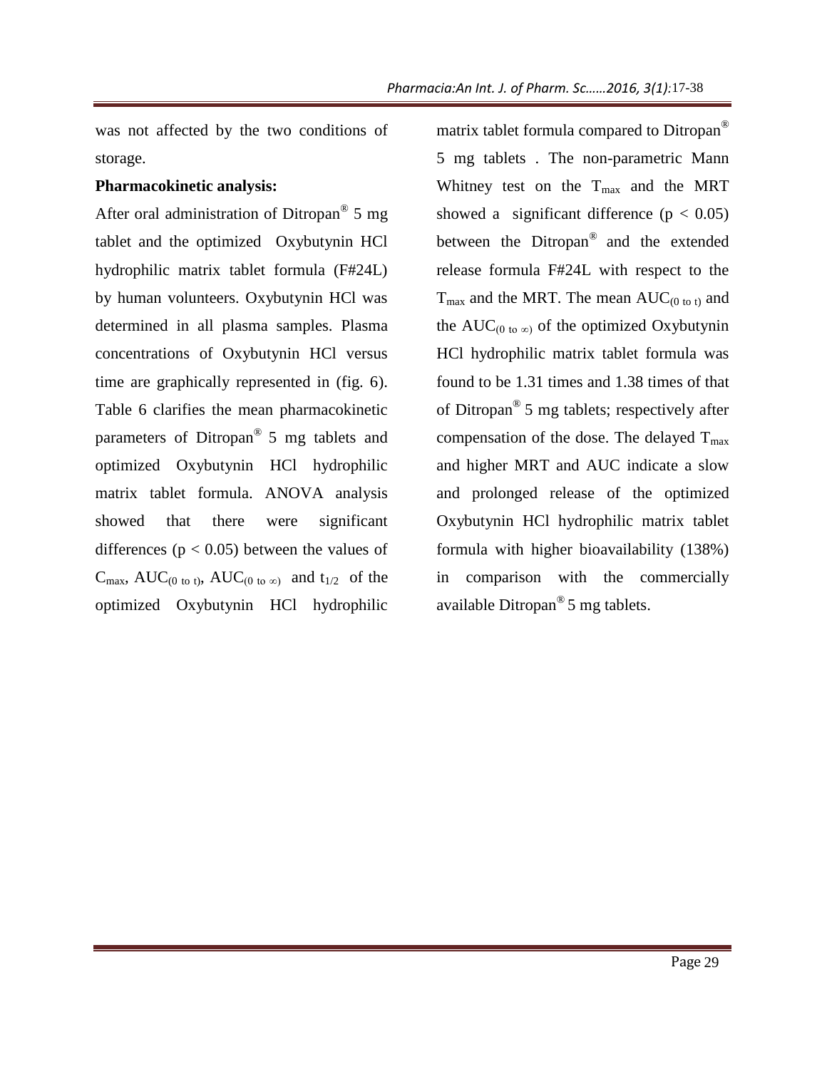was not affected by the two conditions of storage.

**Pharmacokinetic analysis:**

After oral administration of Ditropan® 5 mg tablet and the optimized Oxybutynin HCl hydrophilic matrix tablet formula (F#24L) by human volunteers. Oxybutynin HCl was determined in all plasma samples. Plasma concentrations of Oxybutynin HCl versus time are graphically represented in (fig. 6). Table 6 clarifies the mean pharmacokinetic parameters of Ditropan® 5 mg tablets and optimized Oxybutynin HCl hydrophilic matrix tablet formula. ANOVA analysis showed that there were significant differences ($p < 0.05$) between the values of $C_{max}$, $AUC_{(0 \text{ to } t)}$, $AUC_{(0 \text{ to } \infty)}$ and $t_{1/2}$ of the optimized Oxybutynin HCl hydrophilic matrix tablet formula compared to Ditropan® 5 mg tablets . The non-parametric Mann Whitney test on the $T_{max}$ and the MRT showed a significant difference ($p < 0.05$) between the Ditropan® and the extended release formula F#24L with respect to the $T_{max}$ and the MRT. The mean $AUC_{(0 \text{ to } t)}$ and the $AUC_{(0 \text{ to } \infty)}$ of the optimized Oxybutynin HCl hydrophilic matrix tablet formula was found to be 1.31 times and 1.38 times of that of Ditropan® 5 mg tablets; respectively after compensation of the dose. The delayed $T_{max}$ and higher MRT and AUC indicate a slow and prolonged release of the optimized Oxybutynin HCl hydrophilic matrix tablet formula with higher bioavailability (138%) in comparison with the commercially available Ditropan® 5 mg tablets.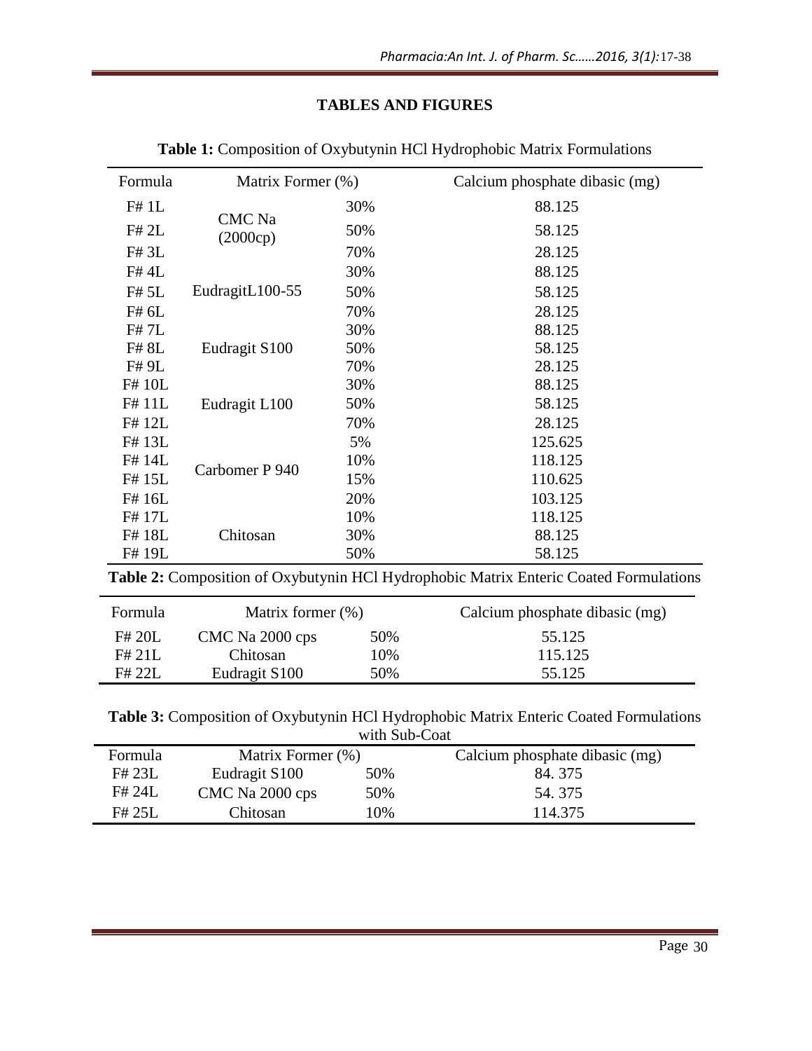## TABLES AND FIGURES

**Table 1:** Composition of Oxybutynin HCl Hydrophobic Matrix Formulations

| Formula | Matrix Former (%) | | Calcium phosphate dibasic (mg) |
|---|---|---|---|
| F# 1L | CMC Na (2000cp) | 30% | 88.125 |
| F# 2L | | 50% | 58.125 |
| F# 3L | | 70% | 28.125 |
| F# 4L | EudragitL100-55 | 30% | 88.125 |
| F# 5L | | 50% | 58.125 |
| F# 6L | | 70% | 28.125 |
| F# 7L | Eudragit S100 | 30% | 88.125 |
| F# 8L | | 50% | 58.125 |
| F# 9L | | 70% | 28.125 |
| F# 10L | Eudragit L100 | 30% | 88.125 |
| F# 11L | | 50% | 58.125 |
| F# 12L | | 70% | 28.125 |
| F# 13L | Carbomer P 940 | 5% | 125.625 |
| F# 14L | | 10% | 118.125 |
| F# 15L | | 15% | 110.625 |
| F# 16L | | 20% | 103.125 |
| F# 17L | Chitosan | 10% | 118.125 |
| F# 18L | | 30% | 88.125 |
| F# 19L | | 50% | 58.125 |

**Table 2:** Composition of Oxybutynin HCl Hydrophobic Matrix Enteric Coated Formulations

| Formula | Matrix former (%) | | Calcium phosphate dibasic (mg) |
|---|---|---|---|
| F# 20L | CMC Na 2000 cps | 50% | 55.125 |
| F# 21L | Chitosan | 10% | 115.125 |
| F# 22L | Eudragit S100 | 50% | 55.125 |

**Table 3:** Composition of Oxybutynin HCl Hydrophobic Matrix Enteric Coated Formulations with Sub-Coat

| Formula | Matrix Former (%) | | Calcium phosphate dibasic (mg) |
|---|---|---|---|
| F# 23L | Eudragit S100 | 50% | 84. 375 |
| F# 24L | CMC Na 2000 cps | 50% | 54. 375 |
| F# 25L | Chitosan | 10% | 114.375 |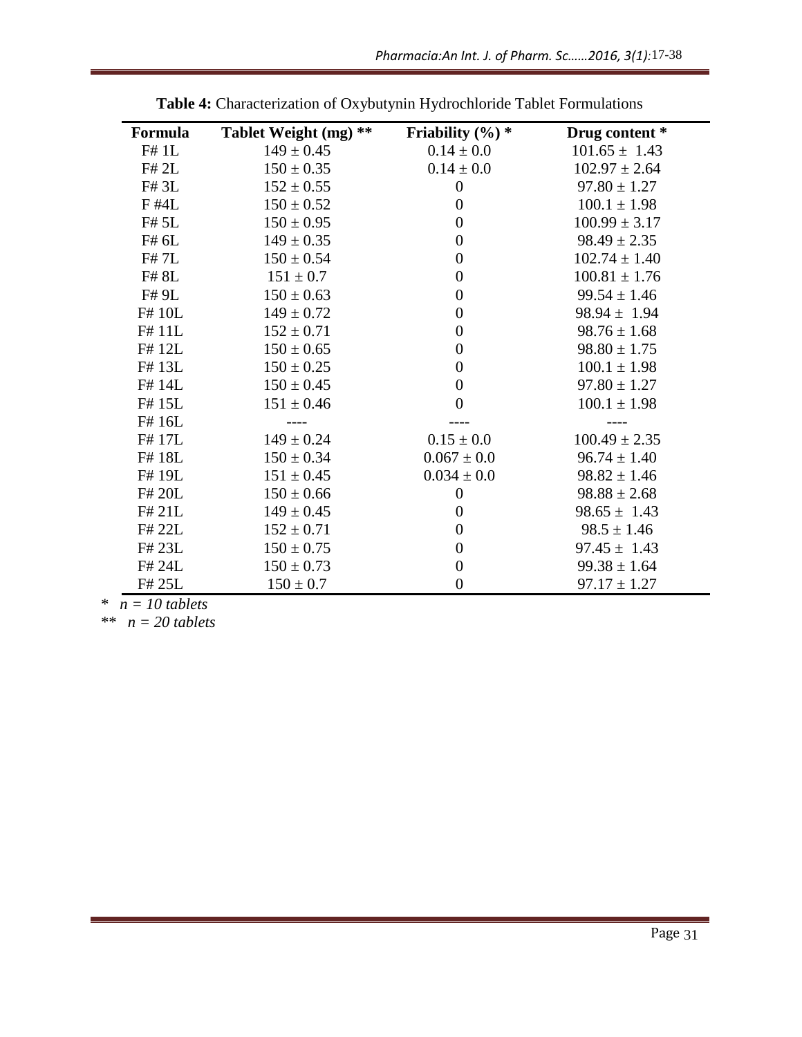**Table 4:** Characterization of Oxybutynin Hydrochloride Tablet Formulations

| Formula | Tablet Weight (mg) ** | Friability (%) * | Drug content * |
|---|---|---|---|
| F# 1L | 149 ± 0.45 | 0.14 ± 0.0 | 101.65 ± 1.43 |
| F# 2L | 150 ± 0.35 | 0.14 ± 0.0 | 102.97 ± 2.64 |
| F# 3L | 152 ± 0.55 | 0 | 97.80 ± 1.27 |
| F #4L | 150 ± 0.52 | 0 | 100.1 ± 1.98 |
| F# 5L | 150 ± 0.95 | 0 | 100.99 ± 3.17 |
| F# 6L | 149 ± 0.35 | 0 | 98.49 ± 2.35 |
| F# 7L | 150 ± 0.54 | 0 | 102.74 ± 1.40 |
| F# 8L | 151 ± 0.7 | 0 | 100.81 ± 1.76 |
| F# 9L | 150 ± 0.63 | 0 | 99.54 ± 1.46 |
| F# 10L | 149 ± 0.72 | 0 | 98.94 ± 1.94 |
| F# 11L | 152 ± 0.71 | 0 | 98.76 ± 1.68 |
| F# 12L | 150 ± 0.65 | 0 | 98.80 ± 1.75 |
| F# 13L | 150 ± 0.25 | 0 | 100.1 ± 1.98 |
| F# 14L | 150 ± 0.45 | 0 | 97.80 ± 1.27 |
| F# 15L | 151 ± 0.46 | 0 | 100.1 ± 1.98 |
| F# 16L | ---- | ---- | ---- |
| F# 17L | 149 ± 0.24 | 0.15 ± 0.0 | 100.49 ± 2.35 |
| F# 18L | 150 ± 0.34 | 0.067 ± 0.0 | 96.74 ± 1.40 |
| F# 19L | 151 ± 0.45 | 0.034 ± 0.0 | 98.82 ± 1.46 |
| F# 20L | 150 ± 0.66 | 0 | 98.88 ± 2.68 |
| F# 21L | 149 ± 0.45 | 0 | 98.65 ± 1.43 |
| F# 22L | 152 ± 0.71 | 0 | 98.5 ± 1.46 |
| F# 23L | 150 ± 0.75 | 0 | 97.45 ± 1.43 |
| F# 24L | 150 ± 0.73 | 0 | 99.38 ± 1.64 |
| F# 25L | 150 ± 0.7 | 0 | 97.17 ± 1.27 |

* *n = 10 tablets*

** *n = 20 tablets*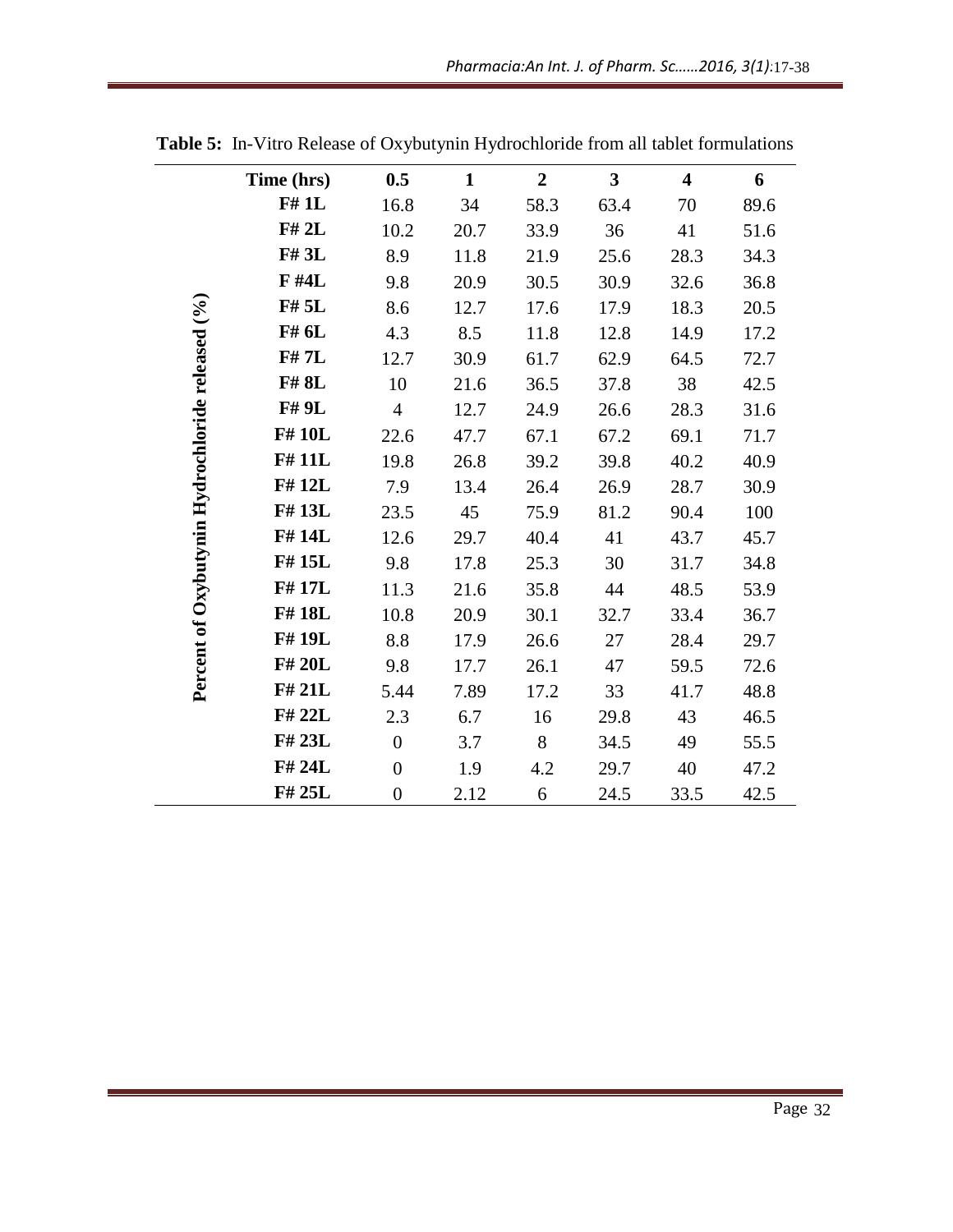**Table 5:** In-Vitro Release of Oxybutynin Hydrochloride from all tablet formulations

| | Time (hrs) | 0.5 | 1 | 2 | 3 | 4 | 6 |
|---|---|---|---|---|---|---|---|
| Percent of Oxybutynin Hydrochloride released (%) | F# 1L | 16.8 | 34 | 58.3 | 63.4 | 70 | 89.6 |
| | F# 2L | 10.2 | 20.7 | 33.9 | 36 | 41 | 51.6 |
| | F# 3L | 8.9 | 11.8 | 21.9 | 25.6 | 28.3 | 34.3 |
| | F #4L | 9.8 | 20.9 | 30.5 | 30.9 | 32.6 | 36.8 |
| | F# 5L | 8.6 | 12.7 | 17.6 | 17.9 | 18.3 | 20.5 |
| | F# 6L | 4.3 | 8.5 | 11.8 | 12.8 | 14.9 | 17.2 |
| | F# 7L | 12.7 | 30.9 | 61.7 | 62.9 | 64.5 | 72.7 |
| | F# 8L | 10 | 21.6 | 36.5 | 37.8 | 38 | 42.5 |
| | F# 9L | 4 | 12.7 | 24.9 | 26.6 | 28.3 | 31.6 |
| | F# 10L | 22.6 | 47.7 | 67.1 | 67.2 | 69.1 | 71.7 |
| | F# 11L | 19.8 | 26.8 | 39.2 | 39.8 | 40.2 | 40.9 |
| | F# 12L | 7.9 | 13.4 | 26.4 | 26.9 | 28.7 | 30.9 |
| | F# 13L | 23.5 | 45 | 75.9 | 81.2 | 90.4 | 100 |
| | F# 14L | 12.6 | 29.7 | 40.4 | 41 | 43.7 | 45.7 |
| | F# 15L | 9.8 | 17.8 | 25.3 | 30 | 31.7 | 34.8 |
| | F# 17L | 11.3 | 21.6 | 35.8 | 44 | 48.5 | 53.9 |
| | F# 18L | 10.8 | 20.9 | 30.1 | 32.7 | 33.4 | 36.7 |
| | F# 19L | 8.8 | 17.9 | 26.6 | 27 | 28.4 | 29.7 |
| | F# 20L | 9.8 | 17.7 | 26.1 | 47 | 59.5 | 72.6 |
| | F# 21L | 5.44 | 7.89 | 17.2 | 33 | 41.7 | 48.8 |
| | F# 22L | 2.3 | 6.7 | 16 | 29.8 | 43 | 46.5 |
| | F# 23L | 0 | 3.7 | 8 | 34.5 | 49 | 55.5 |
| | F# 24L | 0 | 1.9 | 4.2 | 29.7 | 40 | 47.2 |
| | F# 25L | 0 | 2.12 | 6 | 24.5 | 33.5 | 42.5 |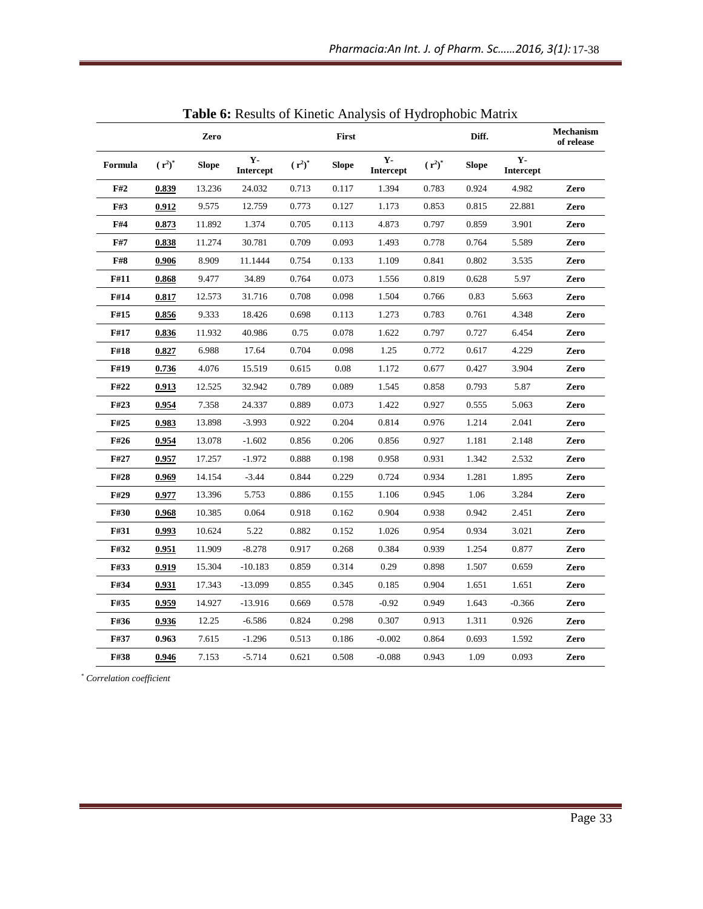**Table 6:** Results of Kinetic Analysis of Hydrophobic Matrix

| | Zero | | | First | | | Diff. | | | Mechanism of release |
|---|---|---|---|---|---|---|---|---|---|---|
| **Formula** | **$(r^2)^*$** | **Slope** | **Y-Intercept** | **$(r^2)^*$** | **Slope** | **Y-Intercept** | **$(r^2)^*$** | **Slope** | **Y-Intercept** | |
| **F#2** | **0.839** | 13.236 | 24.032 | 0.713 | 0.117 | 1.394 | 0.783 | 0.924 | 4.982 | **Zero** |
| **F#3** | **0.912** | 9.575 | 12.759 | 0.773 | 0.127 | 1.173 | 0.853 | 0.815 | 22.881 | **Zero** |
| **F#4** | **0.873** | 11.892 | 1.374 | 0.705 | 0.113 | 4.873 | 0.797 | 0.859 | 3.901 | **Zero** |
| **F#7** | **0.838** | 11.274 | 30.781 | 0.709 | 0.093 | 1.493 | 0.778 | 0.764 | 5.589 | **Zero** |
| **F#8** | **0.906** | 8.909 | 11.1444 | 0.754 | 0.133 | 1.109 | 0.841 | 0.802 | 3.535 | **Zero** |
| **F#11** | **0.868** | 9.477 | 34.89 | 0.764 | 0.073 | 1.556 | 0.819 | 0.628 | 5.97 | **Zero** |
| **F#14** | **0.817** | 12.573 | 31.716 | 0.708 | 0.098 | 1.504 | 0.766 | 0.83 | 5.663 | **Zero** |
| **F#15** | **0.856** | 9.333 | 18.426 | 0.698 | 0.113 | 1.273 | 0.783 | 0.761 | 4.348 | **Zero** |
| **F#17** | **0.836** | 11.932 | 40.986 | 0.75 | 0.078 | 1.622 | 0.797 | 0.727 | 6.454 | **Zero** |
| **F#18** | **0.827** | 6.988 | 17.64 | 0.704 | 0.098 | 1.25 | 0.772 | 0.617 | 4.229 | **Zero** |
| **F#19** | **0.736** | 4.076 | 15.519 | 0.615 | 0.08 | 1.172 | 0.677 | 0.427 | 3.904 | **Zero** |
| **F#22** | **0.913** | 12.525 | 32.942 | 0.789 | 0.089 | 1.545 | 0.858 | 0.793 | 5.87 | **Zero** |
| **F#23** | **0.954** | 7.358 | 24.337 | 0.889 | 0.073 | 1.422 | 0.927 | 0.555 | 5.063 | **Zero** |
| **F#25** | **0.983** | 13.898 | -3.993 | 0.922 | 0.204 | 0.814 | 0.976 | 1.214 | 2.041 | **Zero** |
| **F#26** | **0.954** | 13.078 | -1.602 | 0.856 | 0.206 | 0.856 | 0.927 | 1.181 | 2.148 | **Zero** |
| **F#27** | **0.957** | 17.257 | -1.972 | 0.888 | 0.198 | 0.958 | 0.931 | 1.342 | 2.532 | **Zero** |
| **F#28** | **0.969** | 14.154 | -3.44 | 0.844 | 0.229 | 0.724 | 0.934 | 1.281 | 1.895 | **Zero** |
| **F#29** | **0.977** | 13.396 | 5.753 | 0.886 | 0.155 | 1.106 | 0.945 | 1.06 | 3.284 | **Zero** |
| **F#30** | **0.968** | 10.385 | 0.064 | 0.918 | 0.162 | 0.904 | 0.938 | 0.942 | 2.451 | **Zero** |
| **F#31** | **0.993** | 10.624 | 5.22 | 0.882 | 0.152 | 1.026 | 0.954 | 0.934 | 3.021 | **Zero** |
| **F#32** | **0.951** | 11.909 | -8.278 | 0.917 | 0.268 | 0.384 | 0.939 | 1.254 | 0.877 | **Zero** |
| **F#33** | **0.919** | 15.304 | -10.183 | 0.859 | 0.314 | 0.29 | 0.898 | 1.507 | 0.659 | **Zero** |
| **F#34** | **0.931** | 17.343 | -13.099 | 0.855 | 0.345 | 0.185 | 0.904 | 1.651 | 1.651 | **Zero** |
| **F#35** | **0.959** | 14.927 | -13.916 | 0.669 | 0.578 | -0.92 | 0.949 | 1.643 | -0.366 | **Zero** |
| **F#36** | **0.936** | 12.25 | -6.586 | 0.824 | 0.298 | 0.307 | 0.913 | 1.311 | 0.926 | **Zero** |
| **F#37** | **0.963** | 7.615 | -1.296 | 0.513 | 0.186 | -0.002 | 0.864 | 0.693 | 1.592 | **Zero** |
| **F#38** | **0.946** | 7.153 | -5.714 | 0.621 | 0.508 | -0.088 | 0.943 | 1.09 | 0.093 | **Zero** |

\* *Correlation coefficient*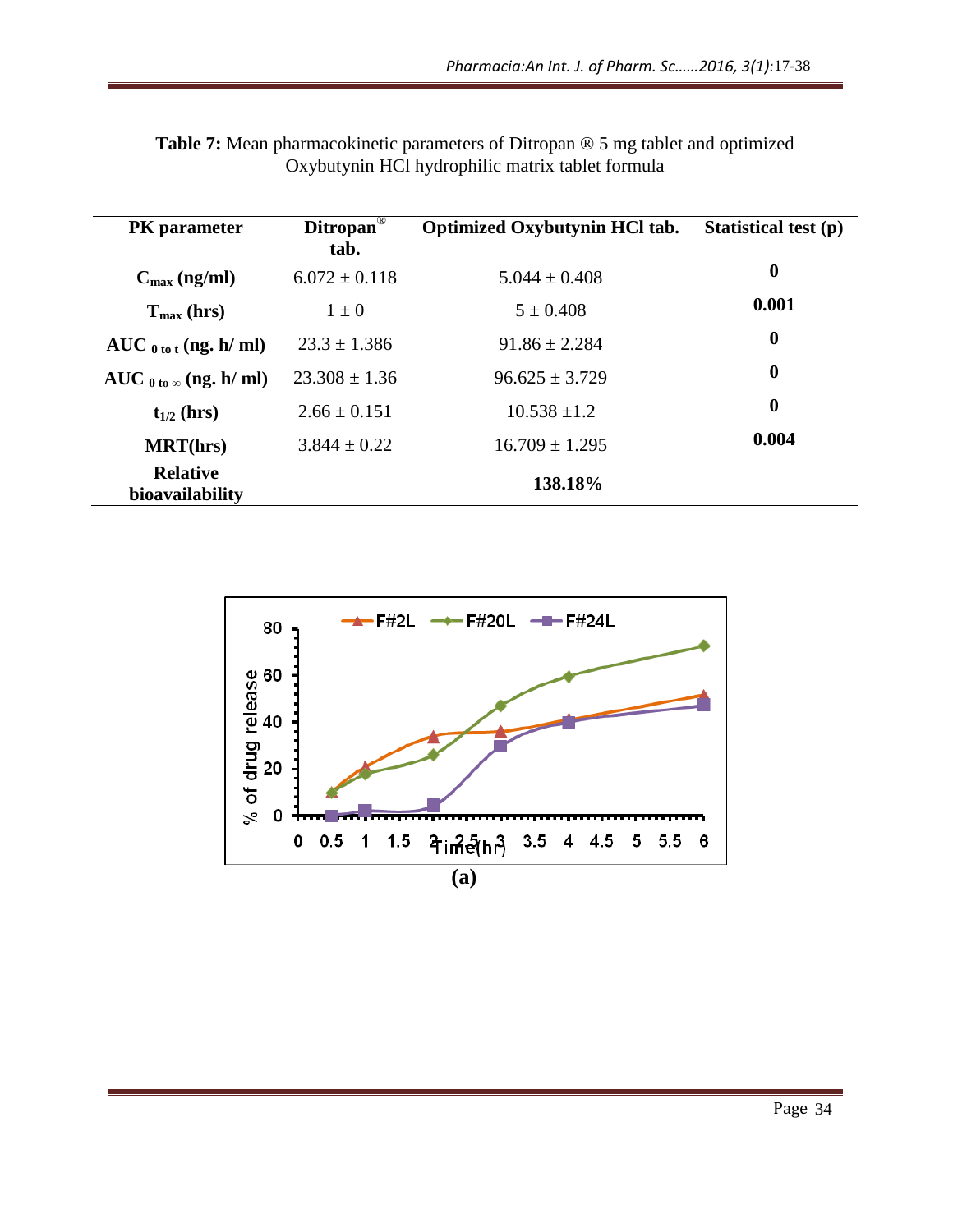**Table 7:** Mean pharmacokinetic parameters of Ditropan ® 5 mg tablet and optimized Oxybutynin HCl hydrophilic matrix tablet formula

| PK parameter | Ditropan® tab. | Optimized Oxybutynin HCl tab. | Statistical test (p) |
|---|---|---|---|
| **$C_{max}$ (ng/ml)** | 6.072 ± 0.118 | 5.044 ± 0.408 | **0** |
| **$T_{max}$ (hrs)** | 1 ± 0 | 5 ± 0.408 | **0.001** |
| **$AUC_{0\ to\ t}$ (ng. h/ ml)** | 23.3 ± 1.386 | 91.86 ± 2.284 | **0** |
| **$AUC_{0\ to\ \infty}$ (ng. h/ ml)** | 23.308 ± 1.36 | 96.625 ± 3.729 | **0** |
| **$t_{1/2}$ (hrs)** | 2.66 ± 0.151 | 10.538 ±1.2 | **0** |
| **MRT(hrs)** | 3.844 ± 0.22 | 16.709 ± 1.295 | **0.004** |
| **Relative bioavailability** | | **138.18%** | |

**(a)**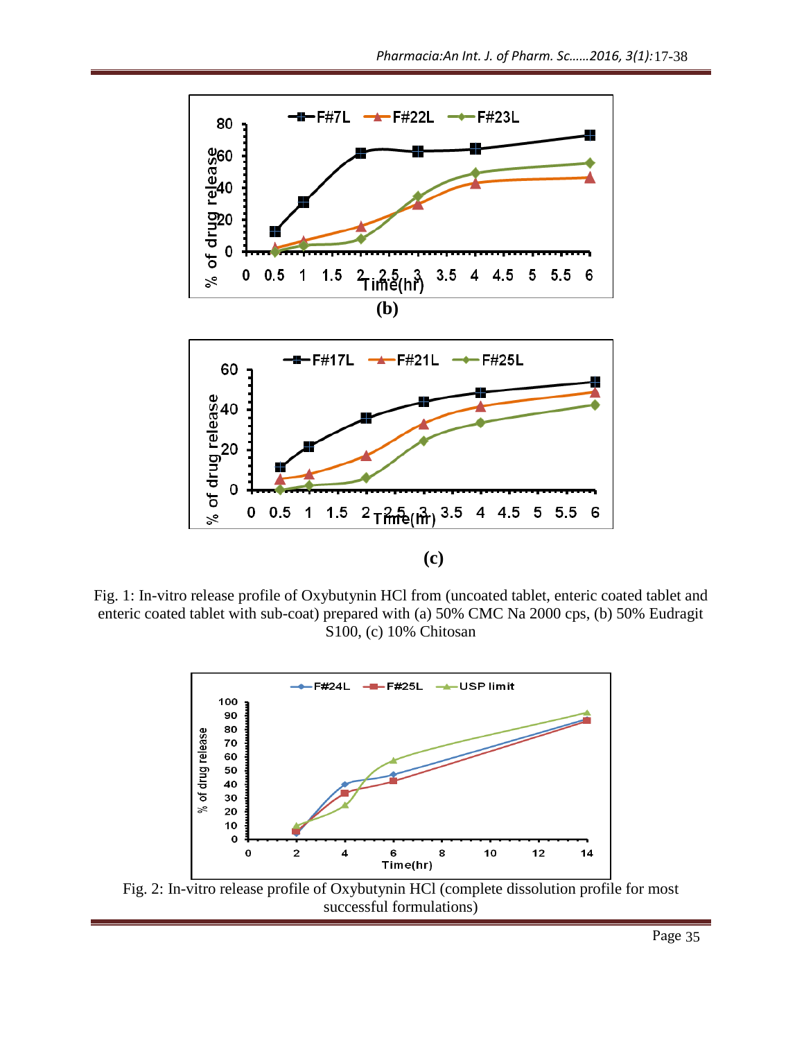**(b)**

**(c)**

Fig. 1: In-vitro release profile of Oxybutynin HCl from (uncoated tablet, enteric coated tablet and enteric coated tablet with sub-coat) prepared with (a) 50% CMC Na 2000 cps, (b) 50% Eudragit S100, (c) 10% Chitosan

Fig. 2: In-vitro release profile of Oxybutynin HCl (complete dissolution profile for most successful formulations)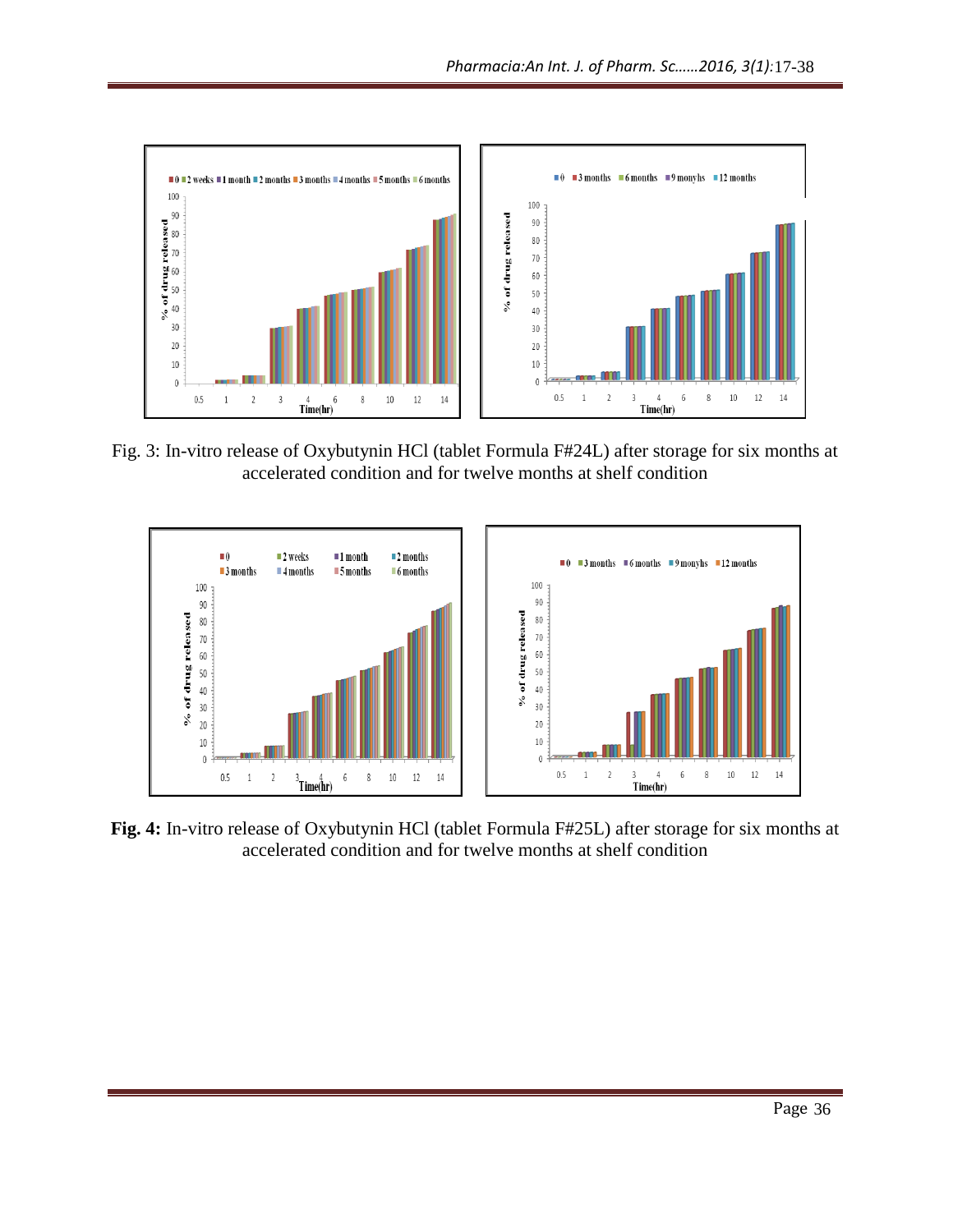Fig. 3: In-vitro release of Oxybutynin HCl (tablet Formula F#24L) after storage for six months at accelerated condition and for twelve months at shelf condition

**Fig. 4:** In-vitro release of Oxybutynin HCl (tablet Formula F#25L) after storage for six months at accelerated condition and for twelve months at shelf condition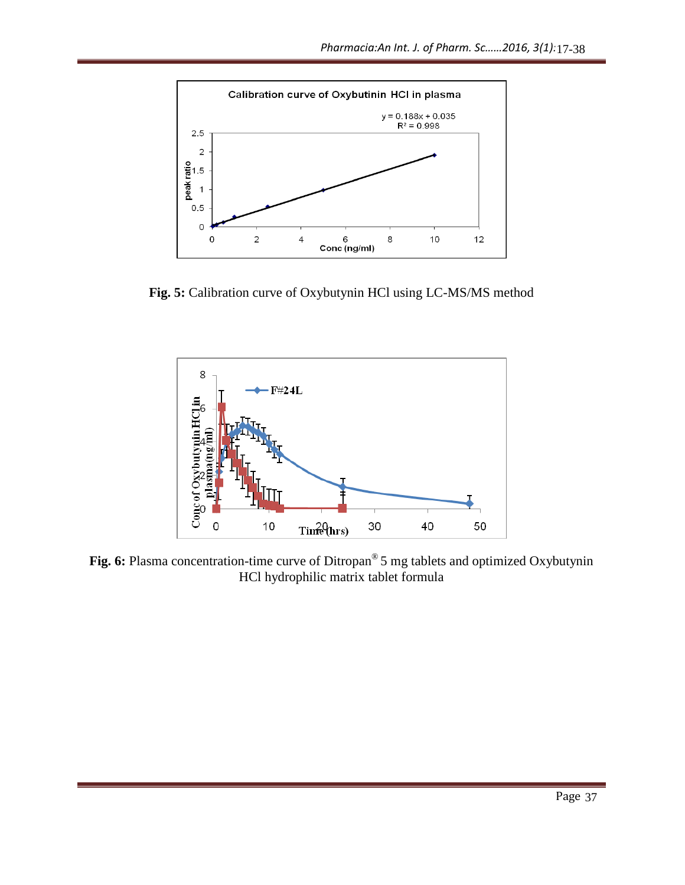**Fig. 5:** Calibration curve of Oxybutynin HCl using LC-MS/MS method

**Fig. 6:** Plasma concentration-time curve of Ditropan® 5 mg tablets and optimized Oxybutynin HCl hydrophilic matrix tablet formula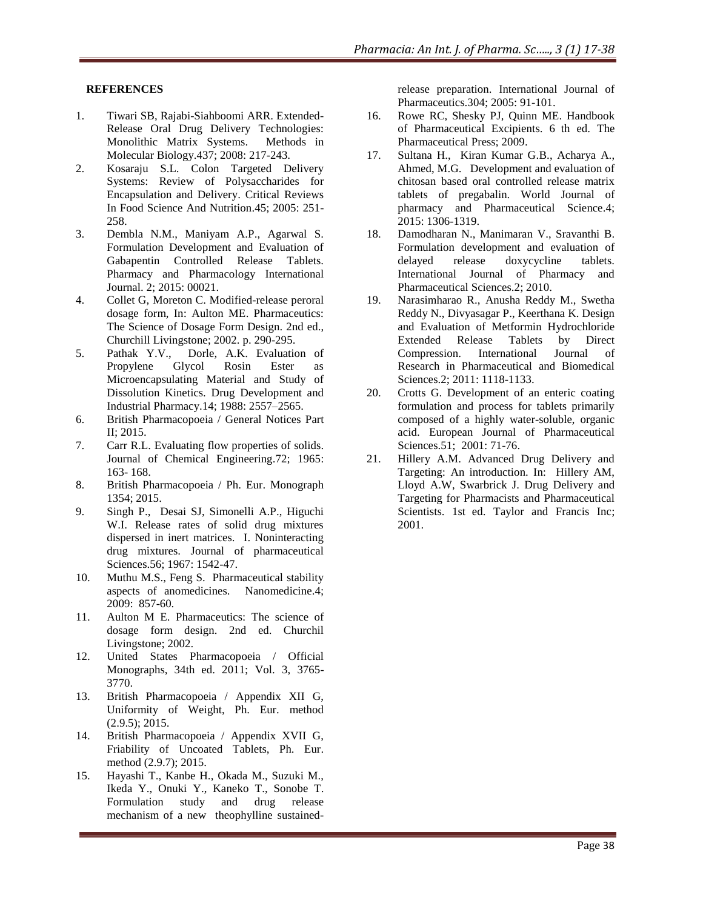## REFERENCES

1. Tiwari SB, Rajabi-Siahboomi ARR. Extended-Release Oral Drug Delivery Technologies: Monolithic Matrix Systems. Methods in Molecular Biology.437; 2008: 217-243.
2. Kosaraju S.L. Colon Targeted Delivery Systems: Review of Polysaccharides for Encapsulation and Delivery. Critical Reviews In Food Science And Nutrition.45; 2005: 251-258.
3. Dembla N.M., Maniyam A.P., Agarwal S. Formulation Development and Evaluation of Gabapentin Controlled Release Tablets. Pharmacy and Pharmacology International Journal. 2; 2015: 00021.
4. Collet G, Moreton C. Modified-release peroral dosage form, In: Aulton ME. Pharmaceutics: The Science of Dosage Form Design. 2nd ed., Churchill Livingstone; 2002. p. 290-295.
5. Pathak Y.V., Dorle, A.K. Evaluation of Propylene Glycol Rosin Ester as Microencapsulating Material and Study of Dissolution Kinetics. Drug Development and Industrial Pharmacy.14; 1988: 2557–2565.
6. British Pharmacopoeia / General Notices Part II; 2015.
7. Carr R.L. Evaluating flow properties of solids. Journal of Chemical Engineering.72; 1965: 163- 168.
8. British Pharmacopoeia / Ph. Eur. Monograph 1354; 2015.
9. Singh P., Desai SJ, Simonelli A.P., Higuchi W.I. Release rates of solid drug mixtures dispersed in inert matrices. I. Noninteracting drug mixtures. Journal of pharmaceutical Sciences.56; 1967: 1542-47.
10. Muthu M.S., Feng S. Pharmaceutical stability aspects of anomedicines. Nanomedicine.4; 2009: 857-60.
11. Aulton M E. Pharmaceutics: The science of dosage form design. 2nd ed. Churchil Livingstone; 2002.
12. United States Pharmacopoeia / Official Monographs, 34th ed. 2011; Vol. 3, 3765-3770.
13. British Pharmacopoeia / Appendix XII G, Uniformity of Weight, Ph. Eur. method (2.9.5); 2015.
14. British Pharmacopoeia / Appendix XVII G, Friability of Uncoated Tablets, Ph. Eur. method (2.9.7); 2015.
15. Hayashi T., Kanbe H., Okada M., Suzuki M., Ikeda Y., Onuki Y., Kaneko T., Sonobe T. Formulation study and drug release mechanism of a new theophylline sustained-release preparation. International Journal of Pharmaceutics.304; 2005: 91-101.
16. Rowe RC, Shesky PJ, Quinn ME. Handbook of Pharmaceutical Excipients. 6 th ed. The Pharmaceutical Press; 2009.
17. Sultana H., Kiran Kumar G.B., Acharya A., Ahmed, M.G. Development and evaluation of chitosan based oral controlled release matrix tablets of pregabalin. World Journal of pharmacy and Pharmaceutical Science.4; 2015: 1306-1319.
18. Damodharan N., Manimaran V., Sravanthi B. Formulation development and evaluation of delayed release doxycycline tablets. International Journal of Pharmacy and Pharmaceutical Sciences.2; 2010.
19. Narasimharao R., Anusha Reddy M., Swetha Reddy N., Divyasagar P., Keerthana K. Design and Evaluation of Metformin Hydrochloride Extended Release Tablets by Direct Compression. International Journal of Research in Pharmaceutical and Biomedical Sciences.2; 2011: 1118-1133.
20. Crotts G. Development of an enteric coating formulation and process for tablets primarily composed of a highly water-soluble, organic acid. European Journal of Pharmaceutical Sciences.51; 2001: 71-76.
21. Hillery A.M. Advanced Drug Delivery and Targeting: An introduction. In: Hillery AM, Lloyd A.W, Swarbrick J. Drug Delivery and Targeting for Pharmacists and Pharmaceutical Scientists. 1st ed. Taylor and Francis Inc; 2001.